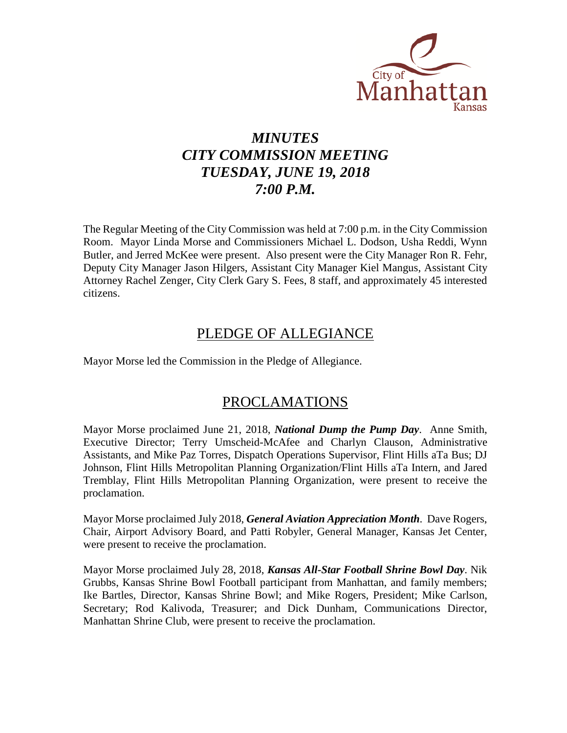City of Manhattan Kansas

# *MINUTES*
# *CITY COMMISSION MEETING*
# *TUESDAY, JUNE 19, 2018*
# *7:00 P.M.*

The Regular Meeting of the City Commission was held at 7:00 p.m. in the City Commission Room. Mayor Linda Morse and Commissioners Michael L. Dodson, Usha Reddi, Wynn Butler, and Jerred McKee were present. Also present were the City Manager Ron R. Fehr, Deputy City Manager Jason Hilgers, Assistant City Manager Kiel Mangus, Assistant City Attorney Rachel Zenger, City Clerk Gary S. Fees, 8 staff, and approximately 45 interested citizens.

## PLEDGE OF ALLEGIANCE

Mayor Morse led the Commission in the Pledge of Allegiance.

## PROCLAMATIONS

Mayor Morse proclaimed June 21, 2018, ***National Dump the Pump Day***. Anne Smith, Executive Director; Terry Umscheid-McAfee and Charlyn Clauson, Administrative Assistants, and Mike Paz Torres, Dispatch Operations Supervisor, Flint Hills aTa Bus; DJ Johnson, Flint Hills Metropolitan Planning Organization/Flint Hills aTa Intern, and Jared Tremblay, Flint Hills Metropolitan Planning Organization, were present to receive the proclamation.

Mayor Morse proclaimed July 2018, ***General Aviation Appreciation Month***. Dave Rogers, Chair, Airport Advisory Board, and Patti Robyler, General Manager, Kansas Jet Center, were present to receive the proclamation.

Mayor Morse proclaimed July 28, 2018, ***Kansas All-Star Football Shrine Bowl Day***. Nik Grubbs, Kansas Shrine Bowl Football participant from Manhattan, and family members; Ike Bartles, Director, Kansas Shrine Bowl; and Mike Rogers, President; Mike Carlson, Secretary; Rod Kalivoda, Treasurer; and Dick Dunham, Communications Director, Manhattan Shrine Club, were present to receive the proclamation.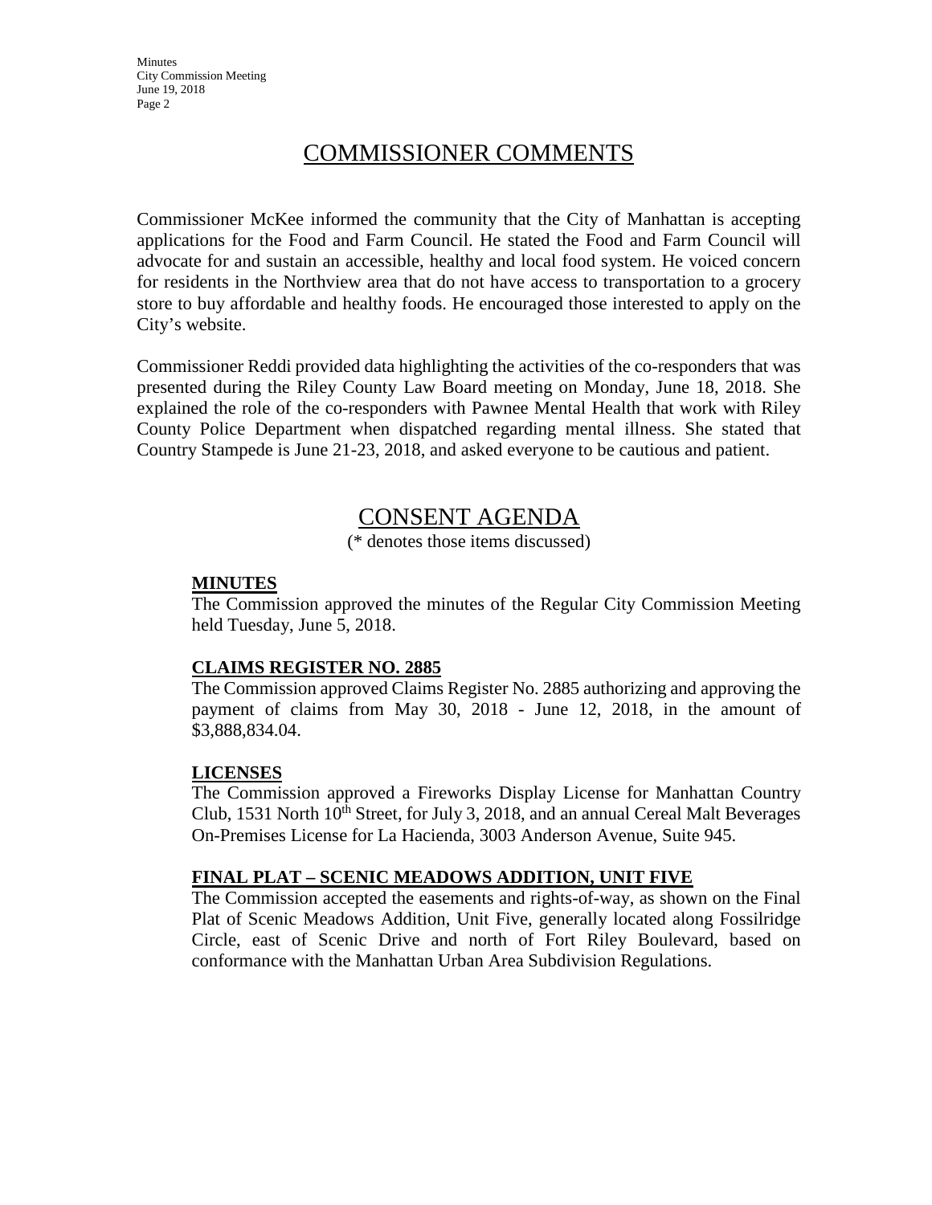# COMMISSIONER COMMENTS

Commissioner McKee informed the community that the City of Manhattan is accepting applications for the Food and Farm Council. He stated the Food and Farm Council will advocate for and sustain an accessible, healthy and local food system. He voiced concern for residents in the Northview area that do not have access to transportation to a grocery store to buy affordable and healthy foods. He encouraged those interested to apply on the City's website.

Commissioner Reddi provided data highlighting the activities of the co-responders that was presented during the Riley County Law Board meeting on Monday, June 18, 2018. She explained the role of the co-responders with Pawnee Mental Health that work with Riley County Police Department when dispatched regarding mental illness. She stated that Country Stampede is June 21-23, 2018, and asked everyone to be cautious and patient.

# CONSENT AGENDA

(* denotes those items discussed)

**MINUTES**

The Commission approved the minutes of the Regular City Commission Meeting held Tuesday, June 5, 2018.

**CLAIMS REGISTER NO. 2885**

The Commission approved Claims Register No. 2885 authorizing and approving the payment of claims from May 30, 2018 - June 12, 2018, in the amount of $3,888,834.04.

**LICENSES**

The Commission approved a Fireworks Display License for Manhattan Country Club, 1531 North 10th Street, for July 3, 2018, and an annual Cereal Malt Beverages On-Premises License for La Hacienda, 3003 Anderson Avenue, Suite 945.

**FINAL PLAT – SCENIC MEADOWS ADDITION, UNIT FIVE**

The Commission accepted the easements and rights-of-way, as shown on the Final Plat of Scenic Meadows Addition, Unit Five, generally located along Fossilridge Circle, east of Scenic Drive and north of Fort Riley Boulevard, based on conformance with the Manhattan Urban Area Subdivision Regulations.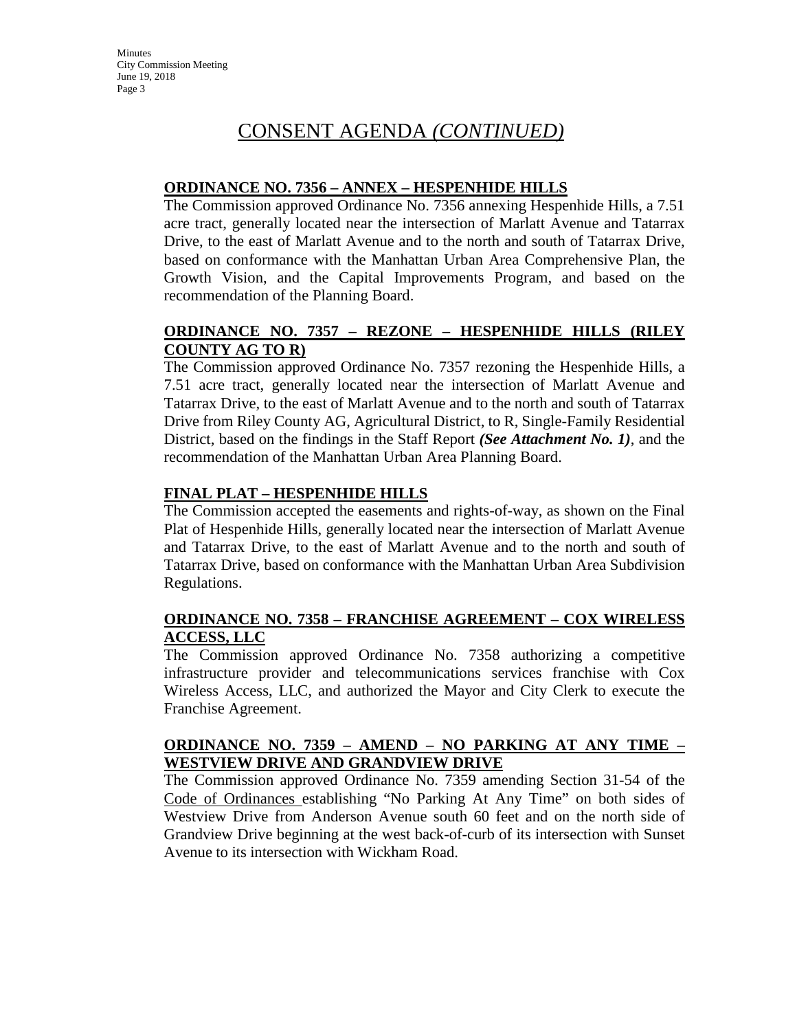## CONSENT AGENDA *(CONTINUED)*

### ORDINANCE NO. 7356 – ANNEX – HESPENHIDE HILLS

The Commission approved Ordinance No. 7356 annexing Hespenhide Hills, a 7.51 acre tract, generally located near the intersection of Marlatt Avenue and Tatarrax Drive, to the east of Marlatt Avenue and to the north and south of Tatarrax Drive, based on conformance with the Manhattan Urban Area Comprehensive Plan, the Growth Vision, and the Capital Improvements Program, and based on the recommendation of the Planning Board.

### ORDINANCE NO. 7357 – REZONE – HESPENHIDE HILLS (RILEY COUNTY AG TO R)

The Commission approved Ordinance No. 7357 rezoning the Hespenhide Hills, a 7.51 acre tract, generally located near the intersection of Marlatt Avenue and Tatarrax Drive, to the east of Marlatt Avenue and to the north and south of Tatarrax Drive from Riley County AG, Agricultural District, to R, Single-Family Residential District, based on the findings in the Staff Report ***(See Attachment No. 1)***, and the recommendation of the Manhattan Urban Area Planning Board.

### FINAL PLAT – HESPENHIDE HILLS

The Commission accepted the easements and rights-of-way, as shown on the Final Plat of Hespenhide Hills, generally located near the intersection of Marlatt Avenue and Tatarrax Drive, to the east of Marlatt Avenue and to the north and south of Tatarrax Drive, based on conformance with the Manhattan Urban Area Subdivision Regulations.

### ORDINANCE NO. 7358 – FRANCHISE AGREEMENT – COX WIRELESS ACCESS, LLC

The Commission approved Ordinance No. 7358 authorizing a competitive infrastructure provider and telecommunications services franchise with Cox Wireless Access, LLC, and authorized the Mayor and City Clerk to execute the Franchise Agreement.

### ORDINANCE NO. 7359 – AMEND – NO PARKING AT ANY TIME – WESTVIEW DRIVE AND GRANDVIEW DRIVE

The Commission approved Ordinance No. 7359 amending Section 31-54 of the Code of Ordinances establishing "No Parking At Any Time" on both sides of Westview Drive from Anderson Avenue south 60 feet and on the north side of Grandview Drive beginning at the west back-of-curb of its intersection with Sunset Avenue to its intersection with Wickham Road.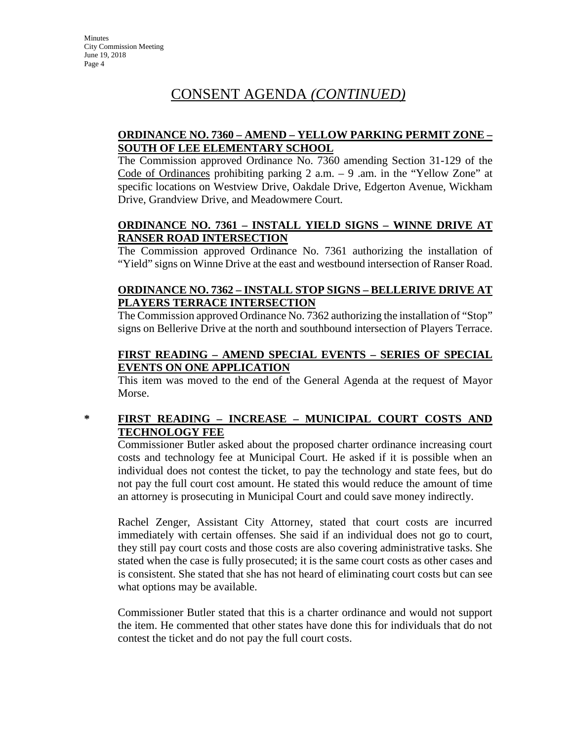# CONSENT AGENDA *(CONTINUED)*

**ORDINANCE NO. 7360 – AMEND – YELLOW PARKING PERMIT ZONE – SOUTH OF LEE ELEMENTARY SCHOOL**

The Commission approved Ordinance No. 7360 amending Section 31-129 of the Code of Ordinances prohibiting parking 2 a.m. – 9 .am. in the "Yellow Zone" at specific locations on Westview Drive, Oakdale Drive, Edgerton Avenue, Wickham Drive, Grandview Drive, and Meadowmere Court.

**ORDINANCE NO. 7361 – INSTALL YIELD SIGNS – WINNE DRIVE AT RANSER ROAD INTERSECTION**

The Commission approved Ordinance No. 7361 authorizing the installation of "Yield" signs on Winne Drive at the east and westbound intersection of Ranser Road.

**ORDINANCE NO. 7362 – INSTALL STOP SIGNS – BELLERIVE DRIVE AT PLAYERS TERRACE INTERSECTION**

The Commission approved Ordinance No. 7362 authorizing the installation of "Stop" signs on Bellerive Drive at the north and southbound intersection of Players Terrace.

**FIRST READING – AMEND SPECIAL EVENTS – SERIES OF SPECIAL EVENTS ON ONE APPLICATION**

This item was moved to the end of the General Agenda at the request of Mayor Morse.

**\* FIRST READING – INCREASE – MUNICIPAL COURT COSTS AND TECHNOLOGY FEE**

Commissioner Butler asked about the proposed charter ordinance increasing court costs and technology fee at Municipal Court. He asked if it is possible when an individual does not contest the ticket, to pay the technology and state fees, but do not pay the full court cost amount. He stated this would reduce the amount of time an attorney is prosecuting in Municipal Court and could save money indirectly.

Rachel Zenger, Assistant City Attorney, stated that court costs are incurred immediately with certain offenses. She said if an individual does not go to court, they still pay court costs and those costs are also covering administrative tasks. She stated when the case is fully prosecuted; it is the same court costs as other cases and is consistent. She stated that she has not heard of eliminating court costs but can see what options may be available.

Commissioner Butler stated that this is a charter ordinance and would not support the item. He commented that other states have done this for individuals that do not contest the ticket and do not pay the full court costs.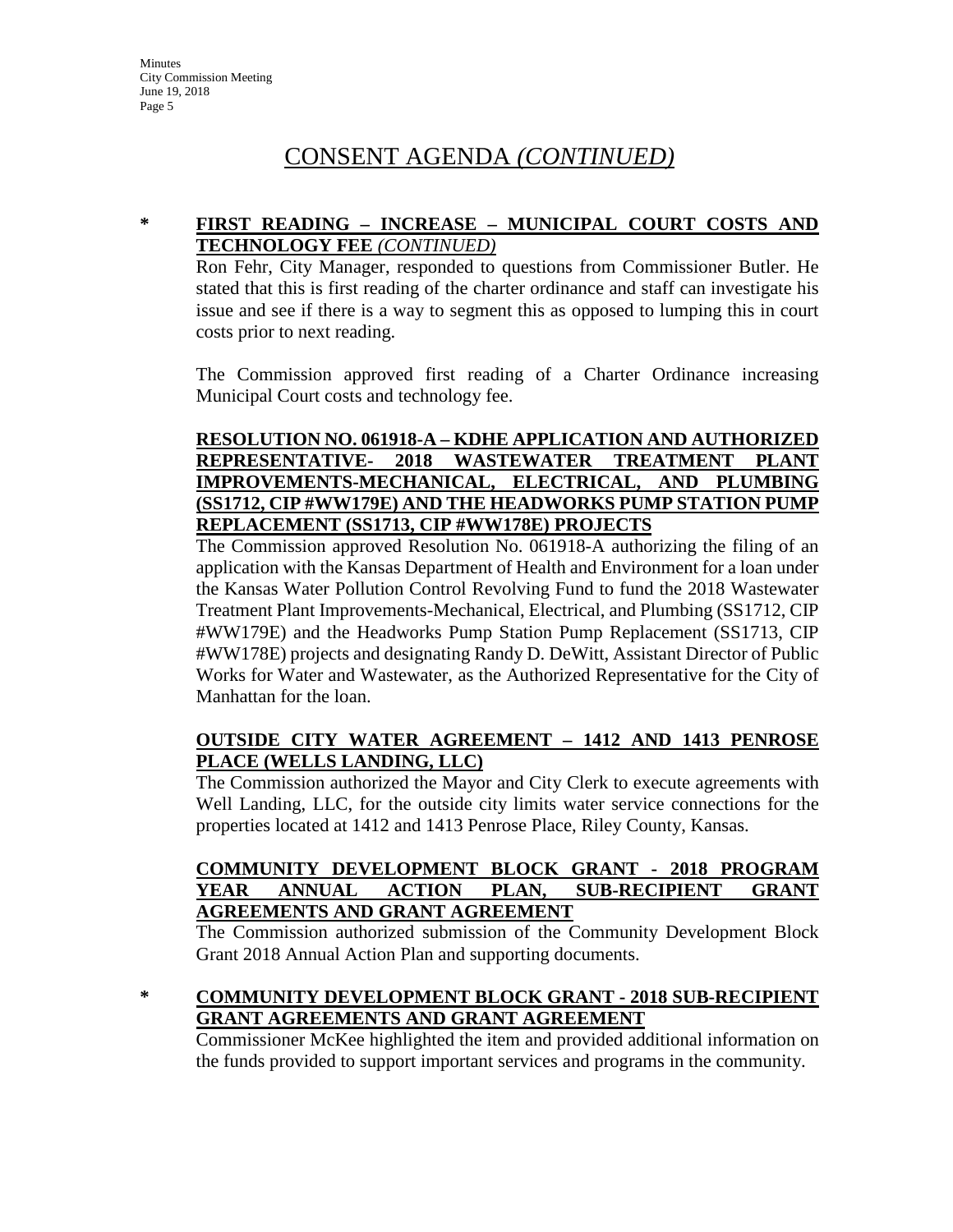# CONSENT AGENDA *(CONTINUED)*

**\* FIRST READING – INCREASE – MUNICIPAL COURT COSTS AND TECHNOLOGY FEE** ***(CONTINUED)***

Ron Fehr, City Manager, responded to questions from Commissioner Butler. He stated that this is first reading of the charter ordinance and staff can investigate his issue and see if there is a way to segment this as opposed to lumping this in court costs prior to next reading.

The Commission approved first reading of a Charter Ordinance increasing Municipal Court costs and technology fee.

**RESOLUTION NO. 061918-A – KDHE APPLICATION AND AUTHORIZED REPRESENTATIVE- 2018 WASTEWATER TREATMENT PLANT IMPROVEMENTS-MECHANICAL, ELECTRICAL, AND PLUMBING (SS1712, CIP #WW179E) AND THE HEADWORKS PUMP STATION PUMP REPLACEMENT (SS1713, CIP #WW178E) PROJECTS**

The Commission approved Resolution No. 061918-A authorizing the filing of an application with the Kansas Department of Health and Environment for a loan under the Kansas Water Pollution Control Revolving Fund to fund the 2018 Wastewater Treatment Plant Improvements-Mechanical, Electrical, and Plumbing (SS1712, CIP #WW179E) and the Headworks Pump Station Pump Replacement (SS1713, CIP #WW178E) projects and designating Randy D. DeWitt, Assistant Director of Public Works for Water and Wastewater, as the Authorized Representative for the City of Manhattan for the loan.

**OUTSIDE CITY WATER AGREEMENT – 1412 AND 1413 PENROSE PLACE (WELLS LANDING, LLC)**

The Commission authorized the Mayor and City Clerk to execute agreements with Well Landing, LLC, for the outside city limits water service connections for the properties located at 1412 and 1413 Penrose Place, Riley County, Kansas.

**COMMUNITY DEVELOPMENT BLOCK GRANT - 2018 PROGRAM YEAR ANNUAL ACTION PLAN, SUB-RECIPIENT GRANT AGREEMENTS AND GRANT AGREEMENT**

The Commission authorized submission of the Community Development Block Grant 2018 Annual Action Plan and supporting documents.

**\* COMMUNITY DEVELOPMENT BLOCK GRANT - 2018 SUB-RECIPIENT GRANT AGREEMENTS AND GRANT AGREEMENT**

Commissioner McKee highlighted the item and provided additional information on the funds provided to support important services and programs in the community.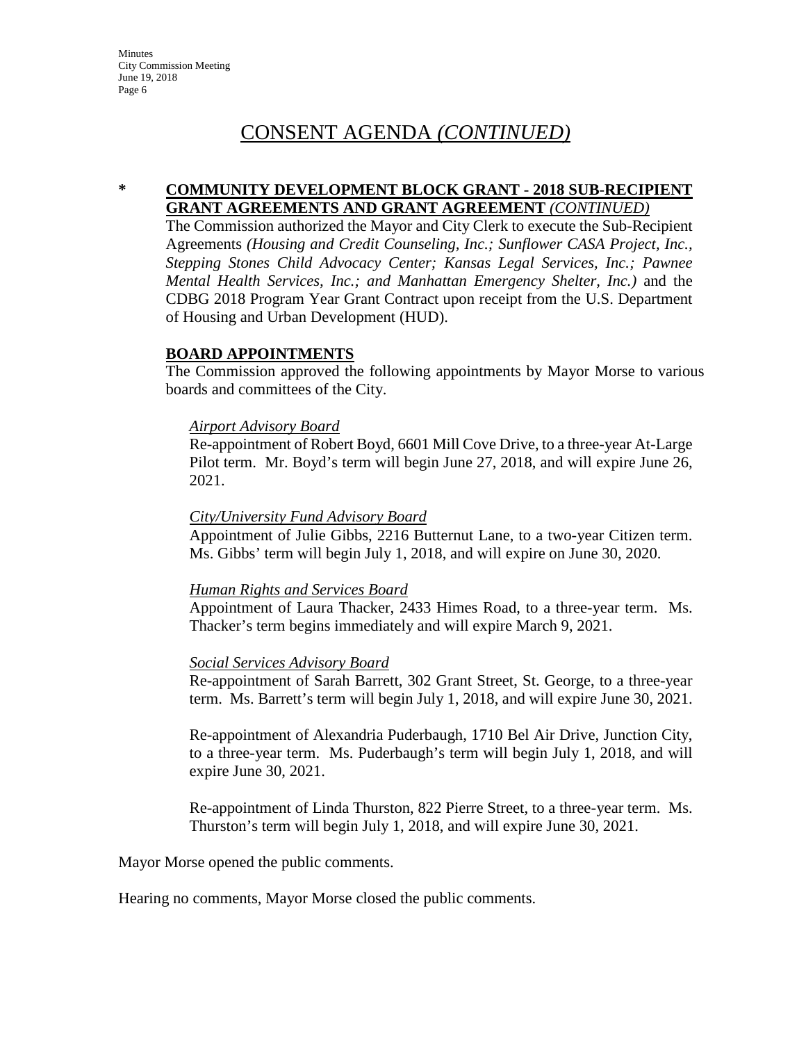## CONSENT AGENDA *(CONTINUED)*

**\* COMMUNITY DEVELOPMENT BLOCK GRANT - 2018 SUB-RECIPIENT GRANT AGREEMENTS AND GRANT AGREEMENT** *(CONTINUED)*

The Commission authorized the Mayor and City Clerk to execute the Sub-Recipient Agreements *(Housing and Credit Counseling, Inc.; Sunflower CASA Project, Inc., Stepping Stones Child Advocacy Center; Kansas Legal Services, Inc.; Pawnee Mental Health Services, Inc.; and Manhattan Emergency Shelter, Inc.)* and the CDBG 2018 Program Year Grant Contract upon receipt from the U.S. Department of Housing and Urban Development (HUD).

**BOARD APPOINTMENTS**

The Commission approved the following appointments by Mayor Morse to various boards and committees of the City.

*Airport Advisory Board*

Re-appointment of Robert Boyd, 6601 Mill Cove Drive, to a three-year At-Large Pilot term. Mr. Boyd's term will begin June 27, 2018, and will expire June 26, 2021.

*City/University Fund Advisory Board*

Appointment of Julie Gibbs, 2216 Butternut Lane, to a two-year Citizen term. Ms. Gibbs' term will begin July 1, 2018, and will expire on June 30, 2020.

*Human Rights and Services Board*

Appointment of Laura Thacker, 2433 Himes Road, to a three-year term. Ms. Thacker's term begins immediately and will expire March 9, 2021.

*Social Services Advisory Board*

Re-appointment of Sarah Barrett, 302 Grant Street, St. George, to a three-year term. Ms. Barrett's term will begin July 1, 2018, and will expire June 30, 2021.

Re-appointment of Alexandria Puderbaugh, 1710 Bel Air Drive, Junction City, to a three-year term. Ms. Puderbaugh's term will begin July 1, 2018, and will expire June 30, 2021.

Re-appointment of Linda Thurston, 822 Pierre Street, to a three-year term. Ms. Thurston's term will begin July 1, 2018, and will expire June 30, 2021.

Mayor Morse opened the public comments.

Hearing no comments, Mayor Morse closed the public comments.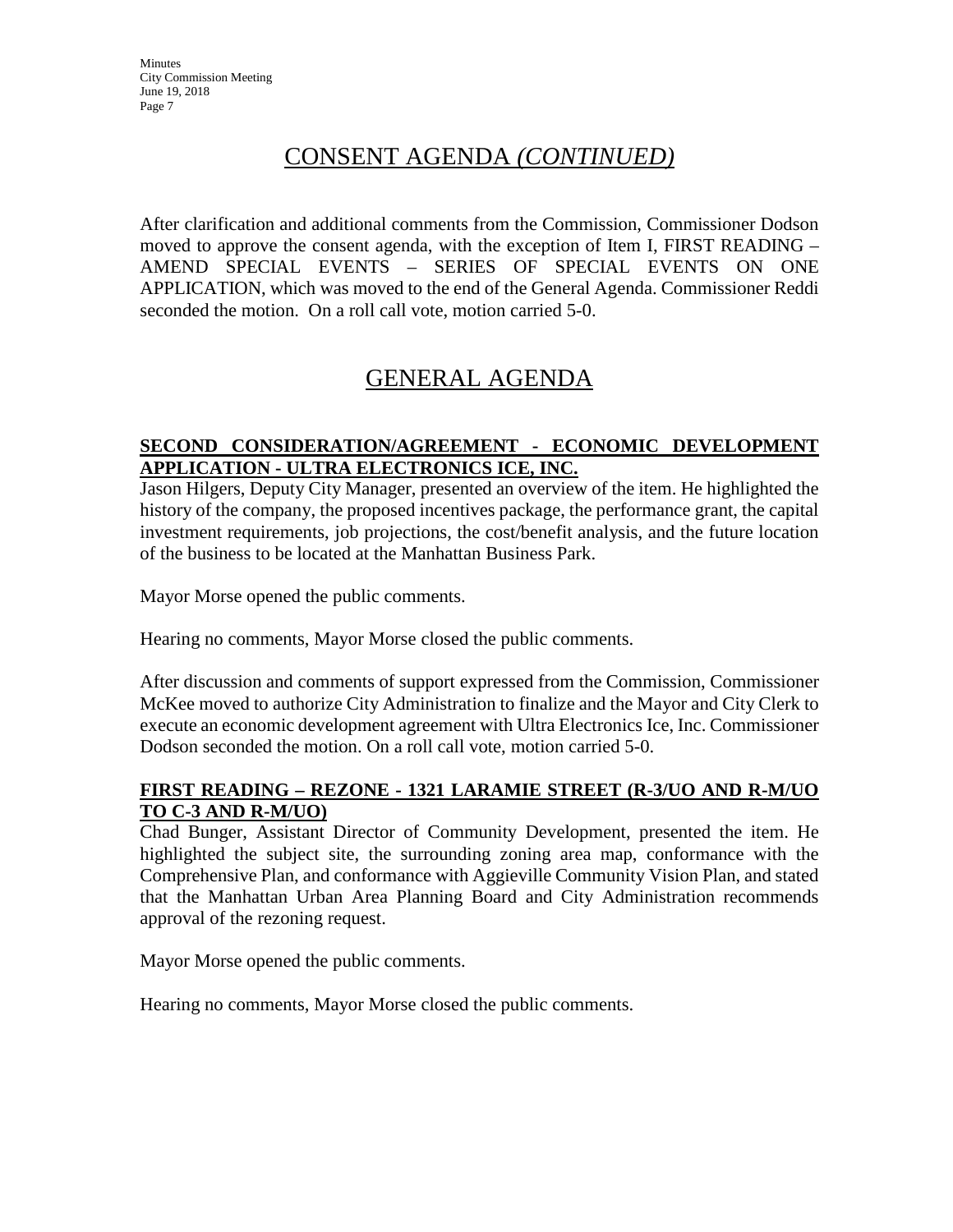## CONSENT AGENDA *(CONTINUED)*

After clarification and additional comments from the Commission, Commissioner Dodson moved to approve the consent agenda, with the exception of Item I, FIRST READING – AMEND SPECIAL EVENTS – SERIES OF SPECIAL EVENTS ON ONE APPLICATION, which was moved to the end of the General Agenda. Commissioner Reddi seconded the motion. On a roll call vote, motion carried 5-0.

## GENERAL AGENDA

**SECOND CONSIDERATION/AGREEMENT - ECONOMIC DEVELOPMENT APPLICATION - ULTRA ELECTRONICS ICE, INC.**

Jason Hilgers, Deputy City Manager, presented an overview of the item. He highlighted the history of the company, the proposed incentives package, the performance grant, the capital investment requirements, job projections, the cost/benefit analysis, and the future location of the business to be located at the Manhattan Business Park.

Mayor Morse opened the public comments.

Hearing no comments, Mayor Morse closed the public comments.

After discussion and comments of support expressed from the Commission, Commissioner McKee moved to authorize City Administration to finalize and the Mayor and City Clerk to execute an economic development agreement with Ultra Electronics Ice, Inc. Commissioner Dodson seconded the motion. On a roll call vote, motion carried 5-0.

**FIRST READING – REZONE - 1321 LARAMIE STREET (R-3/UO AND R-M/UO TO C-3 AND R-M/UO)**

Chad Bunger, Assistant Director of Community Development, presented the item. He highlighted the subject site, the surrounding zoning area map, conformance with the Comprehensive Plan, and conformance with Aggieville Community Vision Plan, and stated that the Manhattan Urban Area Planning Board and City Administration recommends approval of the rezoning request.

Mayor Morse opened the public comments.

Hearing no comments, Mayor Morse closed the public comments.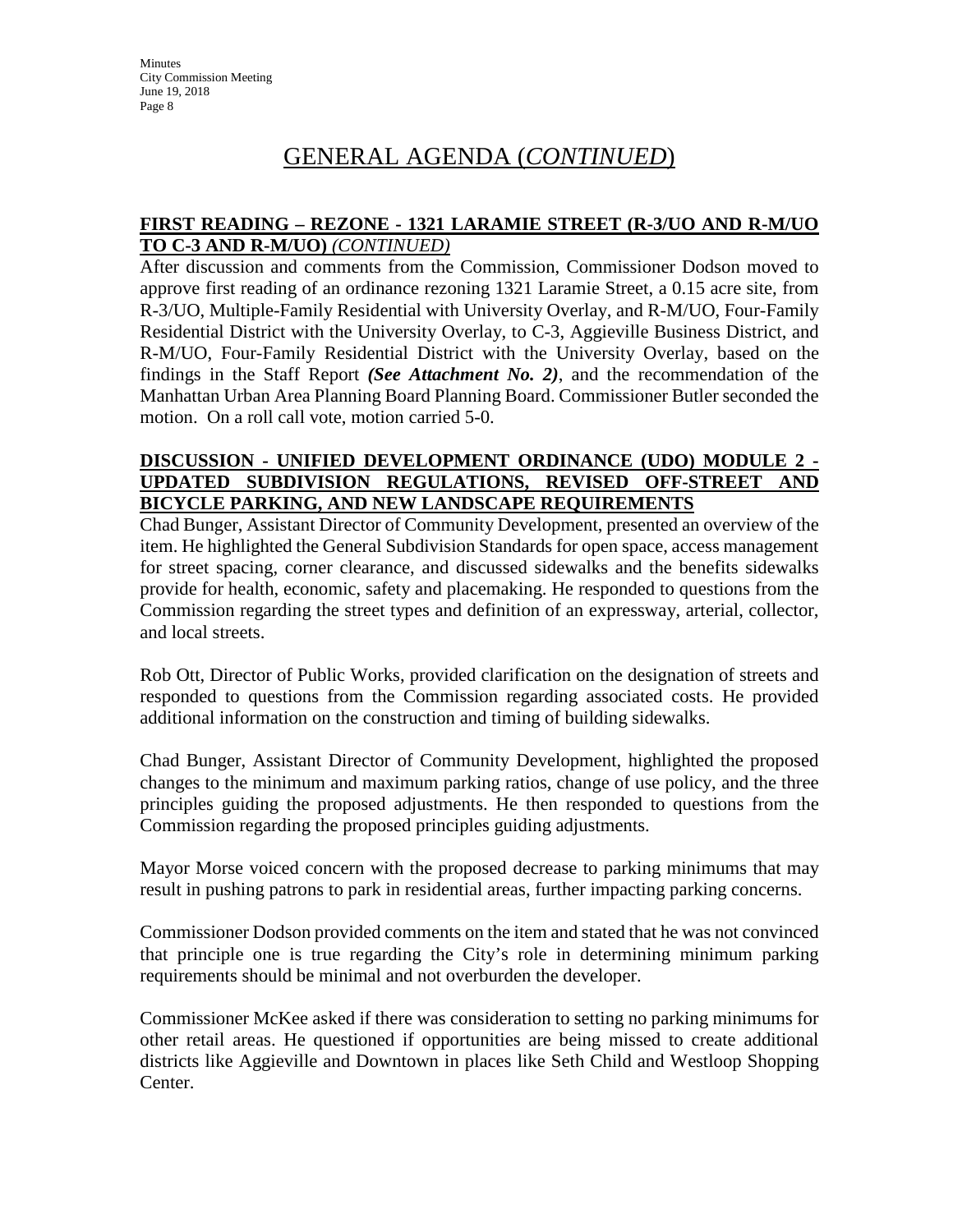# GENERAL AGENDA (*CONTINUED*)

**FIRST READING – REZONE - 1321 LARAMIE STREET (R-3/UO AND R-M/UO TO C-3 AND R-M/UO)** ***(CONTINUED)***

After discussion and comments from the Commission, Commissioner Dodson moved to approve first reading of an ordinance rezoning 1321 Laramie Street, a 0.15 acre site, from R-3/UO, Multiple-Family Residential with University Overlay, and R-M/UO, Four-Family Residential District with the University Overlay, to C-3, Aggieville Business District, and R-M/UO, Four-Family Residential District with the University Overlay, based on the findings in the Staff Report ***(See Attachment No. 2)***, and the recommendation of the Manhattan Urban Area Planning Board Planning Board. Commissioner Butler seconded the motion. On a roll call vote, motion carried 5-0.

**DISCUSSION - UNIFIED DEVELOPMENT ORDINANCE (UDO) MODULE 2 - UPDATED SUBDIVISION REGULATIONS, REVISED OFF-STREET AND BICYCLE PARKING, AND NEW LANDSCAPE REQUIREMENTS**

Chad Bunger, Assistant Director of Community Development, presented an overview of the item. He highlighted the General Subdivision Standards for open space, access management for street spacing, corner clearance, and discussed sidewalks and the benefits sidewalks provide for health, economic, safety and placemaking. He responded to questions from the Commission regarding the street types and definition of an expressway, arterial, collector, and local streets.

Rob Ott, Director of Public Works, provided clarification on the designation of streets and responded to questions from the Commission regarding associated costs. He provided additional information on the construction and timing of building sidewalks.

Chad Bunger, Assistant Director of Community Development, highlighted the proposed changes to the minimum and maximum parking ratios, change of use policy, and the three principles guiding the proposed adjustments. He then responded to questions from the Commission regarding the proposed principles guiding adjustments.

Mayor Morse voiced concern with the proposed decrease to parking minimums that may result in pushing patrons to park in residential areas, further impacting parking concerns.

Commissioner Dodson provided comments on the item and stated that he was not convinced that principle one is true regarding the City's role in determining minimum parking requirements should be minimal and not overburden the developer.

Commissioner McKee asked if there was consideration to setting no parking minimums for other retail areas. He questioned if opportunities are being missed to create additional districts like Aggieville and Downtown in places like Seth Child and Westloop Shopping Center.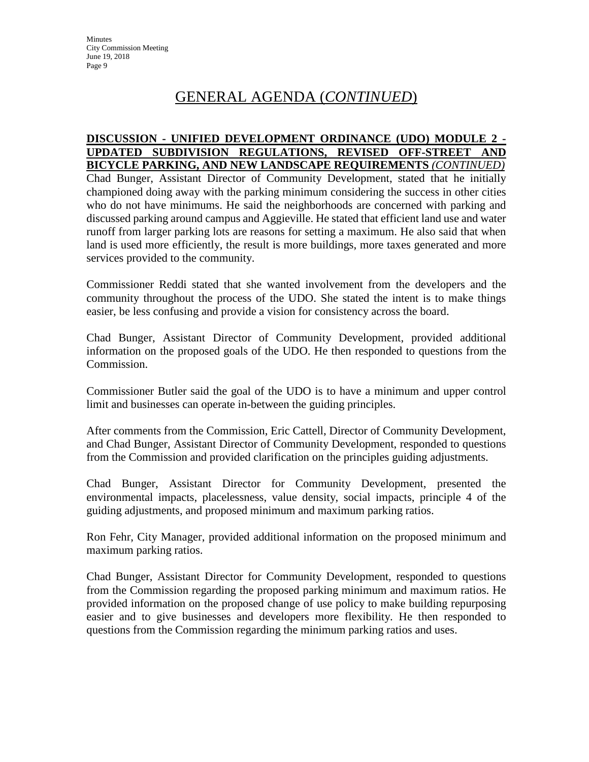# GENERAL AGENDA (*CONTINUED*)

**DISCUSSION - UNIFIED DEVELOPMENT ORDINANCE (UDO) MODULE 2 - UPDATED SUBDIVISION REGULATIONS, REVISED OFF-STREET AND BICYCLE PARKING, AND NEW LANDSCAPE REQUIREMENTS** *(CONTINUED)*

Chad Bunger, Assistant Director of Community Development, stated that he initially championed doing away with the parking minimum considering the success in other cities who do not have minimums. He said the neighborhoods are concerned with parking and discussed parking around campus and Aggieville. He stated that efficient land use and water runoff from larger parking lots are reasons for setting a maximum. He also said that when land is used more efficiently, the result is more buildings, more taxes generated and more services provided to the community.

Commissioner Reddi stated that she wanted involvement from the developers and the community throughout the process of the UDO. She stated the intent is to make things easier, be less confusing and provide a vision for consistency across the board.

Chad Bunger, Assistant Director of Community Development, provided additional information on the proposed goals of the UDO. He then responded to questions from the Commission.

Commissioner Butler said the goal of the UDO is to have a minimum and upper control limit and businesses can operate in-between the guiding principles.

After comments from the Commission, Eric Cattell, Director of Community Development, and Chad Bunger, Assistant Director of Community Development, responded to questions from the Commission and provided clarification on the principles guiding adjustments.

Chad Bunger, Assistant Director for Community Development, presented the environmental impacts, placelessness, value density, social impacts, principle 4 of the guiding adjustments, and proposed minimum and maximum parking ratios.

Ron Fehr, City Manager, provided additional information on the proposed minimum and maximum parking ratios.

Chad Bunger, Assistant Director for Community Development, responded to questions from the Commission regarding the proposed parking minimum and maximum ratios. He provided information on the proposed change of use policy to make building repurposing easier and to give businesses and developers more flexibility. He then responded to questions from the Commission regarding the minimum parking ratios and uses.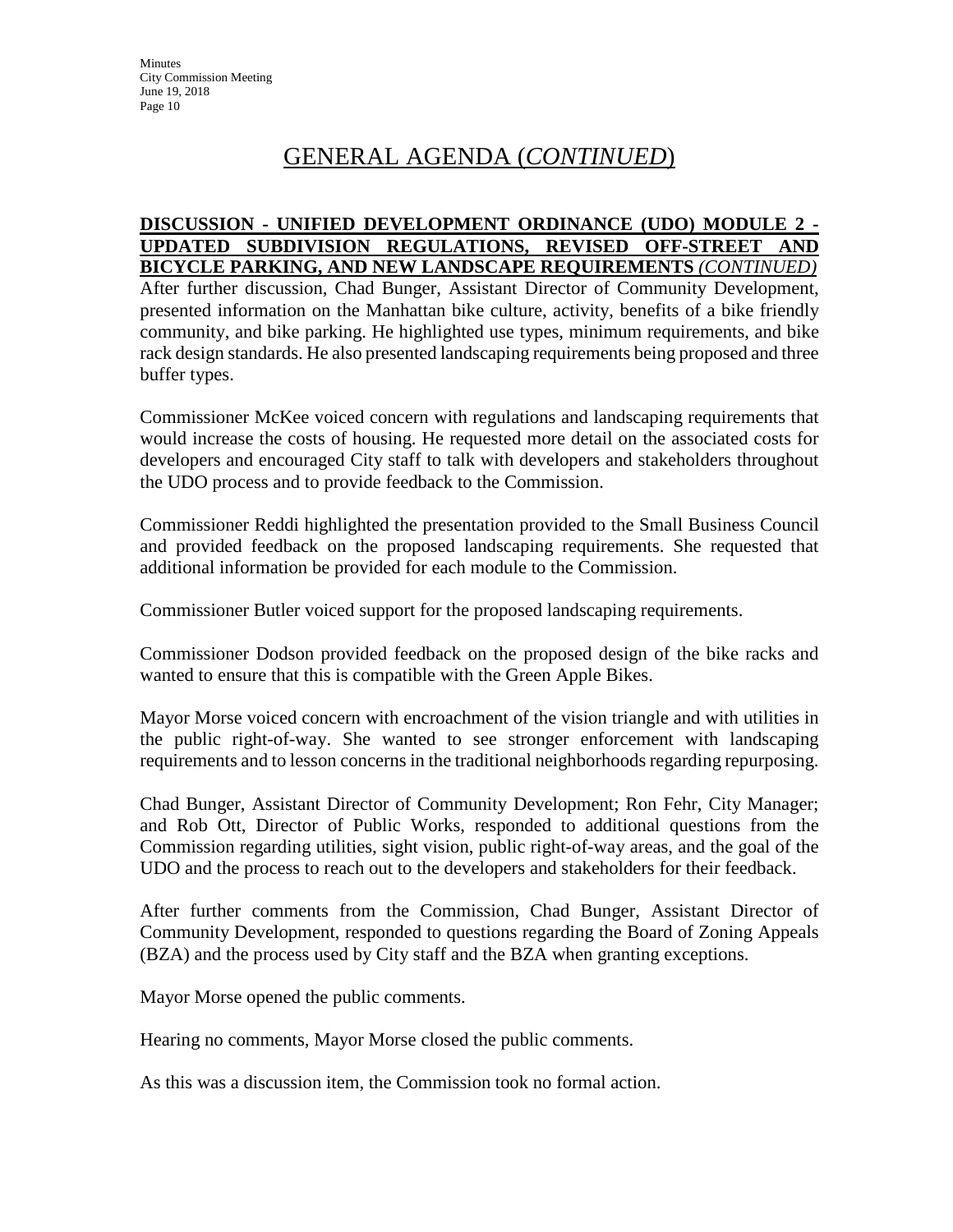# GENERAL AGENDA (*CONTINUED*)

**DISCUSSION - UNIFIED DEVELOPMENT ORDINANCE (UDO) MODULE 2 - UPDATED SUBDIVISION REGULATIONS, REVISED OFF-STREET AND BICYCLE PARKING, AND NEW LANDSCAPE REQUIREMENTS** ***(CONTINUED)***

After further discussion, Chad Bunger, Assistant Director of Community Development, presented information on the Manhattan bike culture, activity, benefits of a bike friendly community, and bike parking. He highlighted use types, minimum requirements, and bike rack design standards. He also presented landscaping requirements being proposed and three buffer types.

Commissioner McKee voiced concern with regulations and landscaping requirements that would increase the costs of housing. He requested more detail on the associated costs for developers and encouraged City staff to talk with developers and stakeholders throughout the UDO process and to provide feedback to the Commission.

Commissioner Reddi highlighted the presentation provided to the Small Business Council and provided feedback on the proposed landscaping requirements. She requested that additional information be provided for each module to the Commission.

Commissioner Butler voiced support for the proposed landscaping requirements.

Commissioner Dodson provided feedback on the proposed design of the bike racks and wanted to ensure that this is compatible with the Green Apple Bikes.

Mayor Morse voiced concern with encroachment of the vision triangle and with utilities in the public right-of-way. She wanted to see stronger enforcement with landscaping requirements and to lesson concerns in the traditional neighborhoods regarding repurposing.

Chad Bunger, Assistant Director of Community Development; Ron Fehr, City Manager; and Rob Ott, Director of Public Works, responded to additional questions from the Commission regarding utilities, sight vision, public right-of-way areas, and the goal of the UDO and the process to reach out to the developers and stakeholders for their feedback.

After further comments from the Commission, Chad Bunger, Assistant Director of Community Development, responded to questions regarding the Board of Zoning Appeals (BZA) and the process used by City staff and the BZA when granting exceptions.

Mayor Morse opened the public comments.

Hearing no comments, Mayor Morse closed the public comments.

As this was a discussion item, the Commission took no formal action.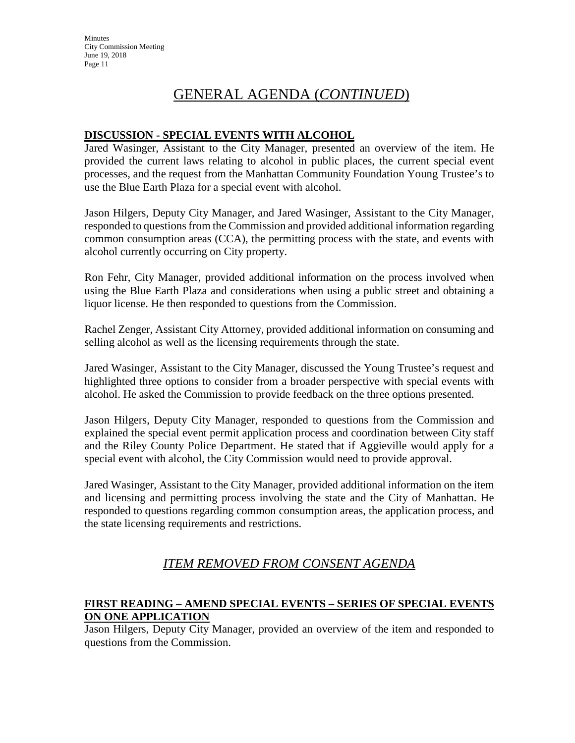# GENERAL AGENDA (*CONTINUED*)

## DISCUSSION - SPECIAL EVENTS WITH ALCOHOL

Jared Wasinger, Assistant to the City Manager, presented an overview of the item. He provided the current laws relating to alcohol in public places, the current special event processes, and the request from the Manhattan Community Foundation Young Trustee's to use the Blue Earth Plaza for a special event with alcohol.

Jason Hilgers, Deputy City Manager, and Jared Wasinger, Assistant to the City Manager, responded to questions from the Commission and provided additional information regarding common consumption areas (CCA), the permitting process with the state, and events with alcohol currently occurring on City property.

Ron Fehr, City Manager, provided additional information on the process involved when using the Blue Earth Plaza and considerations when using a public street and obtaining a liquor license. He then responded to questions from the Commission.

Rachel Zenger, Assistant City Attorney, provided additional information on consuming and selling alcohol as well as the licensing requirements through the state.

Jared Wasinger, Assistant to the City Manager, discussed the Young Trustee's request and highlighted three options to consider from a broader perspective with special events with alcohol. He asked the Commission to provide feedback on the three options presented.

Jason Hilgers, Deputy City Manager, responded to questions from the Commission and explained the special event permit application process and coordination between City staff and the Riley County Police Department. He stated that if Aggieville would apply for a special event with alcohol, the City Commission would need to provide approval.

Jared Wasinger, Assistant to the City Manager, provided additional information on the item and licensing and permitting process involving the state and the City of Manhattan. He responded to questions regarding common consumption areas, the application process, and the state licensing requirements and restrictions.

## *ITEM REMOVED FROM CONSENT AGENDA*

## FIRST READING – AMEND SPECIAL EVENTS – SERIES OF SPECIAL EVENTS ON ONE APPLICATION

Jason Hilgers, Deputy City Manager, provided an overview of the item and responded to questions from the Commission.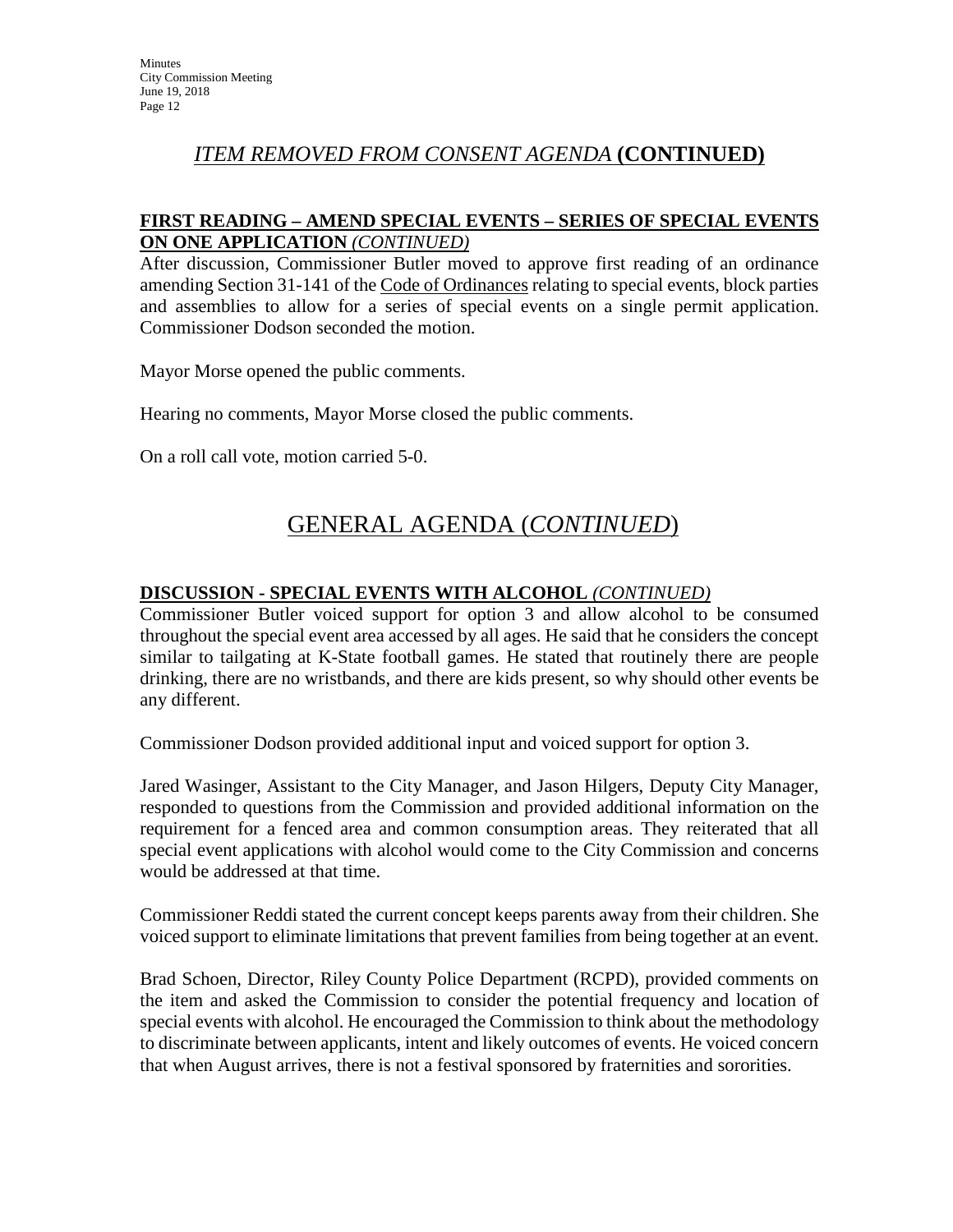## *ITEM REMOVED FROM CONSENT AGENDA* **(CONTINUED)**

**FIRST READING – AMEND SPECIAL EVENTS – SERIES OF SPECIAL EVENTS ON ONE APPLICATION** *(CONTINUED)*

After discussion, Commissioner Butler moved to approve first reading of an ordinance amending Section 31-141 of the Code of Ordinances relating to special events, block parties and assemblies to allow for a series of special events on a single permit application. Commissioner Dodson seconded the motion.

Mayor Morse opened the public comments.

Hearing no comments, Mayor Morse closed the public comments.

On a roll call vote, motion carried 5-0.

# GENERAL AGENDA (*CONTINUED*)

**DISCUSSION - SPECIAL EVENTS WITH ALCOHOL** *(CONTINUED)*

Commissioner Butler voiced support for option 3 and allow alcohol to be consumed throughout the special event area accessed by all ages. He said that he considers the concept similar to tailgating at K-State football games. He stated that routinely there are people drinking, there are no wristbands, and there are kids present, so why should other events be any different.

Commissioner Dodson provided additional input and voiced support for option 3.

Jared Wasinger, Assistant to the City Manager, and Jason Hilgers, Deputy City Manager, responded to questions from the Commission and provided additional information on the requirement for a fenced area and common consumption areas. They reiterated that all special event applications with alcohol would come to the City Commission and concerns would be addressed at that time.

Commissioner Reddi stated the current concept keeps parents away from their children. She voiced support to eliminate limitations that prevent families from being together at an event.

Brad Schoen, Director, Riley County Police Department (RCPD), provided comments on the item and asked the Commission to consider the potential frequency and location of special events with alcohol. He encouraged the Commission to think about the methodology to discriminate between applicants, intent and likely outcomes of events. He voiced concern that when August arrives, there is not a festival sponsored by fraternities and sororities.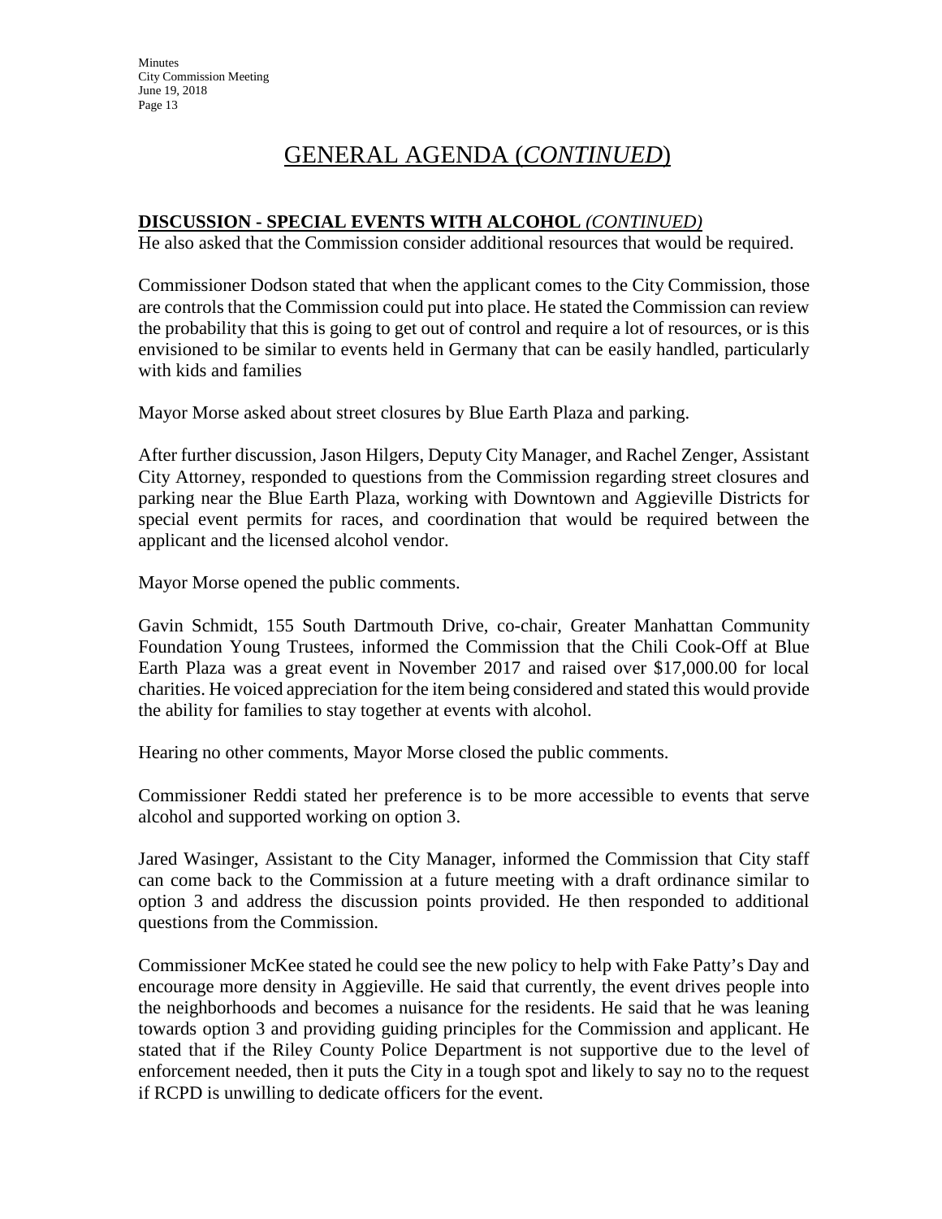# GENERAL AGENDA (*CONTINUED*)

**DISCUSSION - SPECIAL EVENTS WITH ALCOHOL** *(CONTINUED)*

He also asked that the Commission consider additional resources that would be required.

Commissioner Dodson stated that when the applicant comes to the City Commission, those are controls that the Commission could put into place. He stated the Commission can review the probability that this is going to get out of control and require a lot of resources, or is this envisioned to be similar to events held in Germany that can be easily handled, particularly with kids and families

Mayor Morse asked about street closures by Blue Earth Plaza and parking.

After further discussion, Jason Hilgers, Deputy City Manager, and Rachel Zenger, Assistant City Attorney, responded to questions from the Commission regarding street closures and parking near the Blue Earth Plaza, working with Downtown and Aggieville Districts for special event permits for races, and coordination that would be required between the applicant and the licensed alcohol vendor.

Mayor Morse opened the public comments.

Gavin Schmidt, 155 South Dartmouth Drive, co-chair, Greater Manhattan Community Foundation Young Trustees, informed the Commission that the Chili Cook-Off at Blue Earth Plaza was a great event in November 2017 and raised over $17,000.00 for local charities. He voiced appreciation for the item being considered and stated this would provide the ability for families to stay together at events with alcohol.

Hearing no other comments, Mayor Morse closed the public comments.

Commissioner Reddi stated her preference is to be more accessible to events that serve alcohol and supported working on option 3.

Jared Wasinger, Assistant to the City Manager, informed the Commission that City staff can come back to the Commission at a future meeting with a draft ordinance similar to option 3 and address the discussion points provided. He then responded to additional questions from the Commission.

Commissioner McKee stated he could see the new policy to help with Fake Patty's Day and encourage more density in Aggieville. He said that currently, the event drives people into the neighborhoods and becomes a nuisance for the residents. He said that he was leaning towards option 3 and providing guiding principles for the Commission and applicant. He stated that if the Riley County Police Department is not supportive due to the level of enforcement needed, then it puts the City in a tough spot and likely to say no to the request if RCPD is unwilling to dedicate officers for the event.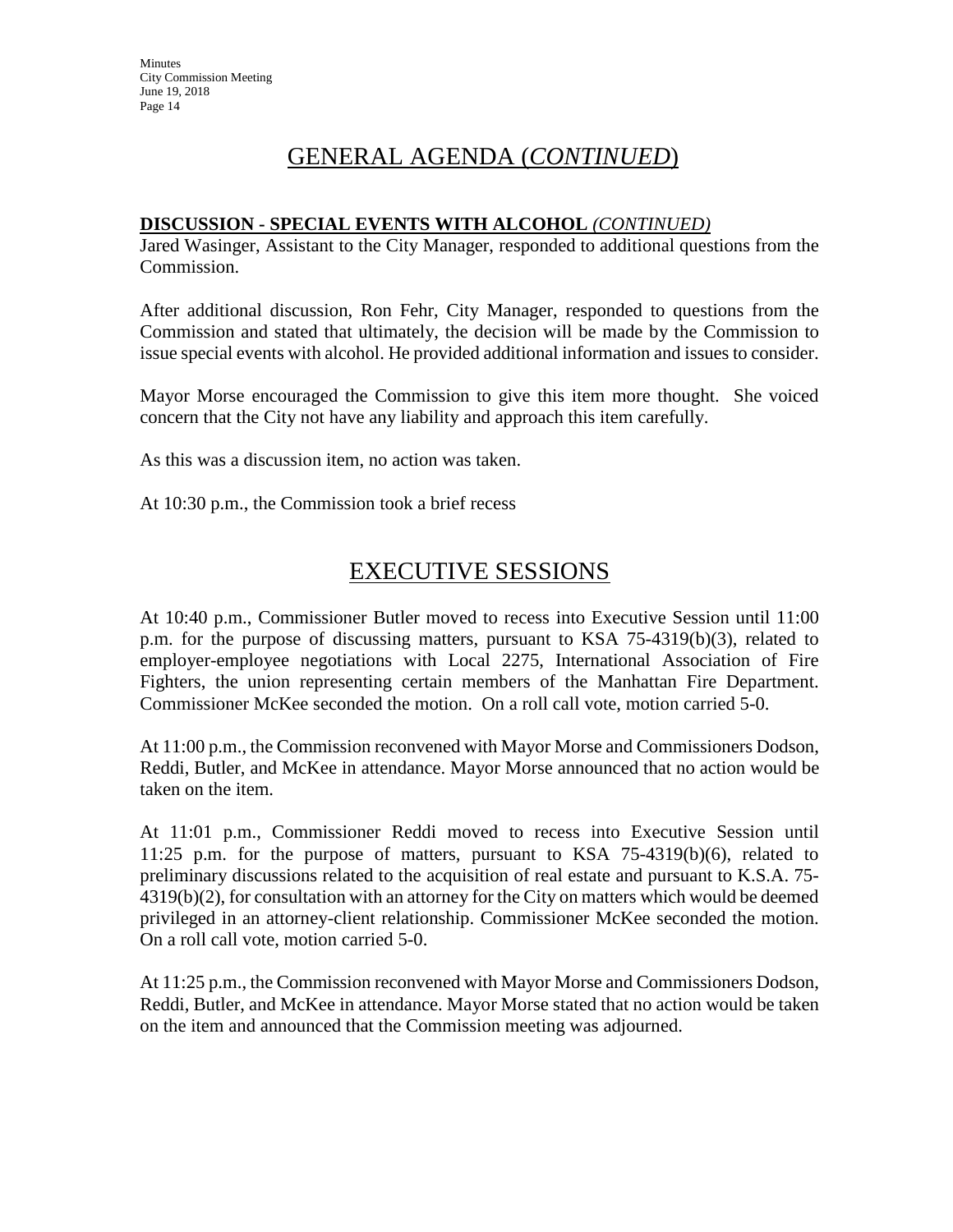# GENERAL AGENDA (*CONTINUED*)

**DISCUSSION - SPECIAL EVENTS WITH ALCOHOL** *(CONTINUED)*

Jared Wasinger, Assistant to the City Manager, responded to additional questions from the Commission.

After additional discussion, Ron Fehr, City Manager, responded to questions from the Commission and stated that ultimately, the decision will be made by the Commission to issue special events with alcohol. He provided additional information and issues to consider.

Mayor Morse encouraged the Commission to give this item more thought. She voiced concern that the City not have any liability and approach this item carefully.

As this was a discussion item, no action was taken.

At 10:30 p.m., the Commission took a brief recess

# EXECUTIVE SESSIONS

At 10:40 p.m., Commissioner Butler moved to recess into Executive Session until 11:00 p.m. for the purpose of discussing matters, pursuant to KSA 75-4319(b)(3), related to employer-employee negotiations with Local 2275, International Association of Fire Fighters, the union representing certain members of the Manhattan Fire Department. Commissioner McKee seconded the motion. On a roll call vote, motion carried 5-0.

At 11:00 p.m., the Commission reconvened with Mayor Morse and Commissioners Dodson, Reddi, Butler, and McKee in attendance. Mayor Morse announced that no action would be taken on the item.

At 11:01 p.m., Commissioner Reddi moved to recess into Executive Session until 11:25 p.m. for the purpose of matters, pursuant to KSA 75-4319(b)(6), related to preliminary discussions related to the acquisition of real estate and pursuant to K.S.A. 75-4319(b)(2), for consultation with an attorney for the City on matters which would be deemed privileged in an attorney-client relationship. Commissioner McKee seconded the motion. On a roll call vote, motion carried 5-0.

At 11:25 p.m., the Commission reconvened with Mayor Morse and Commissioners Dodson, Reddi, Butler, and McKee in attendance. Mayor Morse stated that no action would be taken on the item and announced that the Commission meeting was adjourned.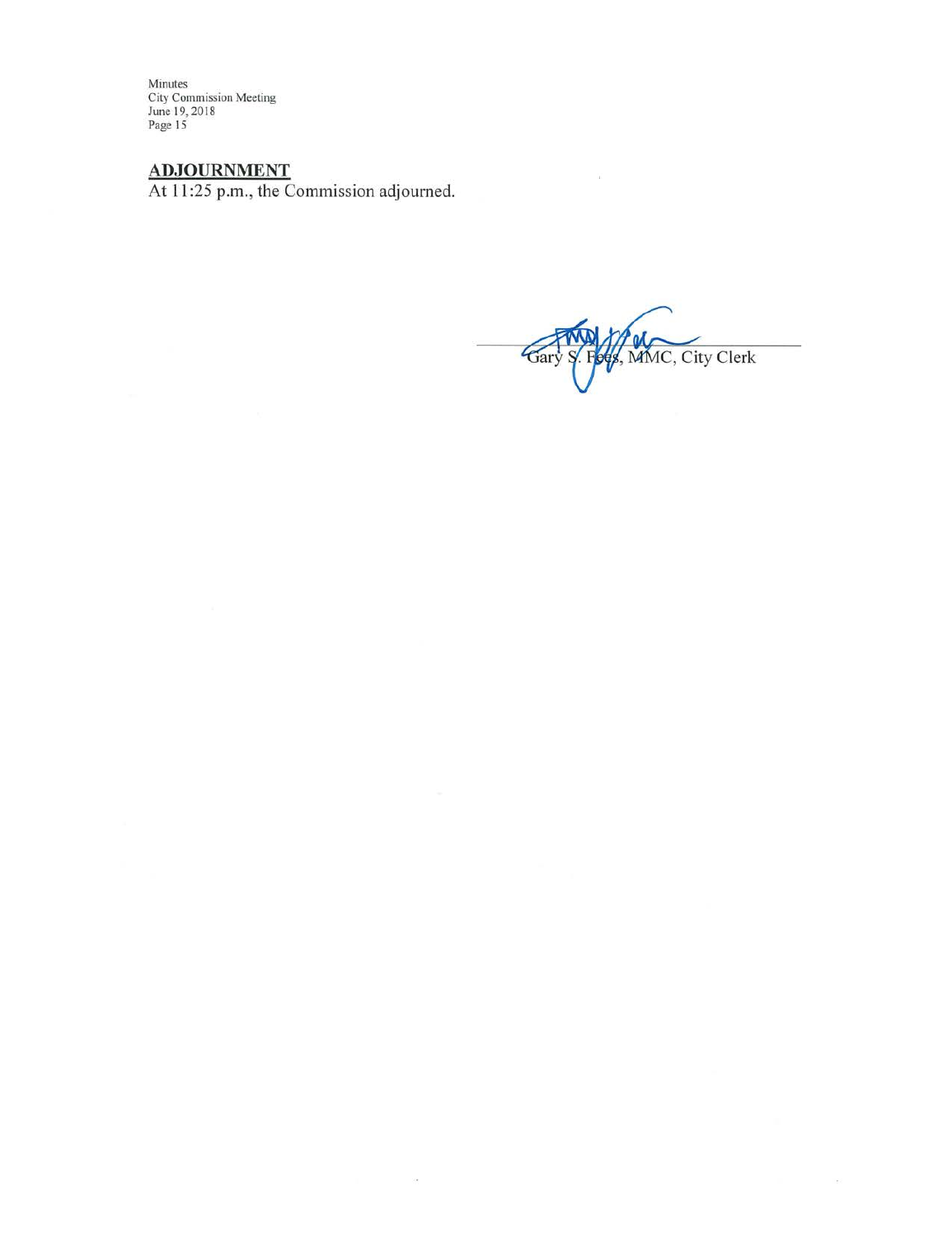## ADJOURNMENT

At 11:25 p.m., the Commission adjourned.

Gary S. Fees, MMC, City Clerk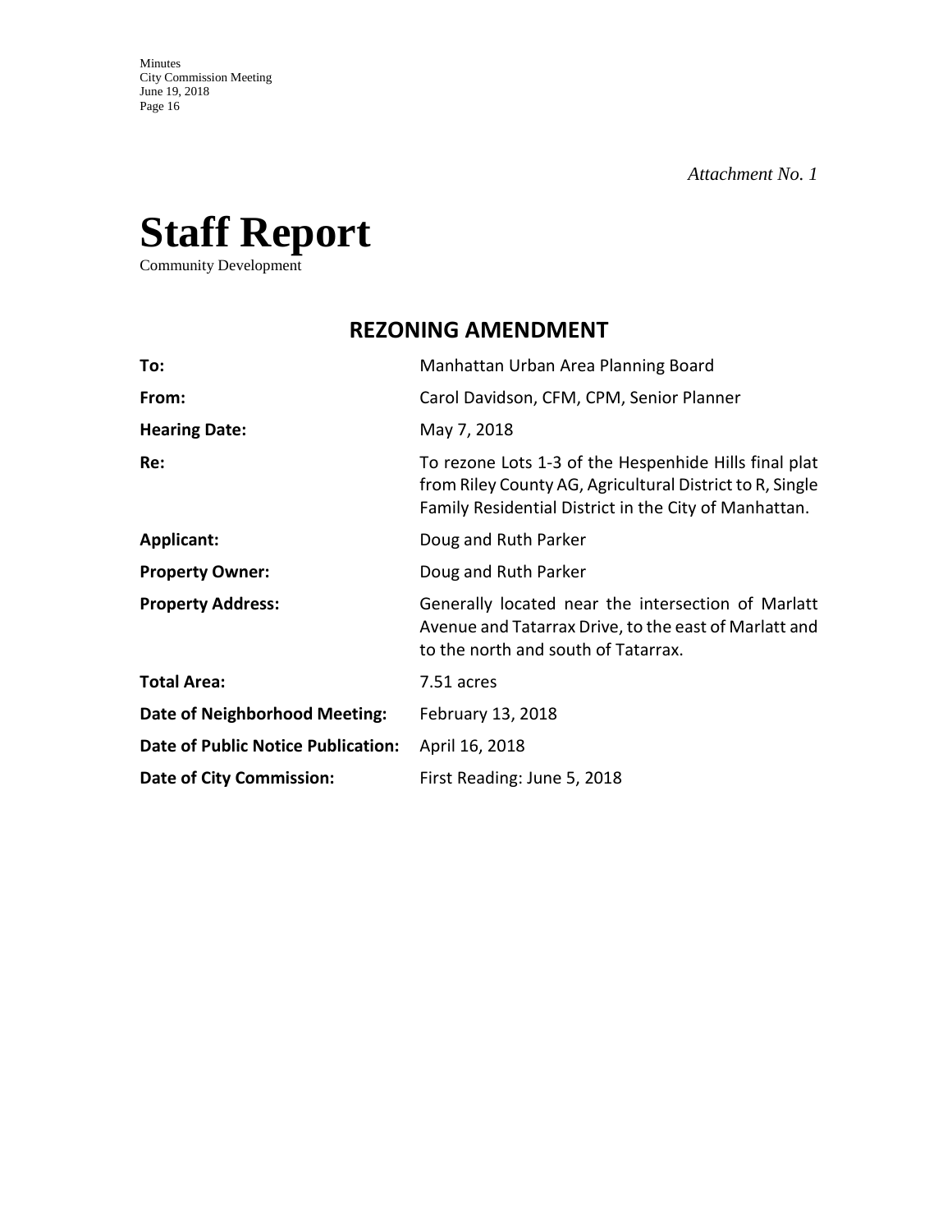*Attachment No. 1*

# Staff Report

Community Development

## REZONING AMENDMENT

| | |
|---|---|
| **To:** | Manhattan Urban Area Planning Board |
| **From:** | Carol Davidson, CFM, CPM, Senior Planner |
| **Hearing Date:** | May 7, 2018 |
| **Re:** | To rezone Lots 1-3 of the Hespenhide Hills final plat from Riley County AG, Agricultural District to R, Single Family Residential District in the City of Manhattan. |
| **Applicant:** | Doug and Ruth Parker |
| **Property Owner:** | Doug and Ruth Parker |
| **Property Address:** | Generally located near the intersection of Marlatt Avenue and Tatarrax Drive, to the east of Marlatt and to the north and south of Tatarrax. |
| **Total Area:** | 7.51 acres |
| **Date of Neighborhood Meeting:** | February 13, 2018 |
| **Date of Public Notice Publication:** | April 16, 2018 |
| **Date of City Commission:** | First Reading: June 5, 2018 |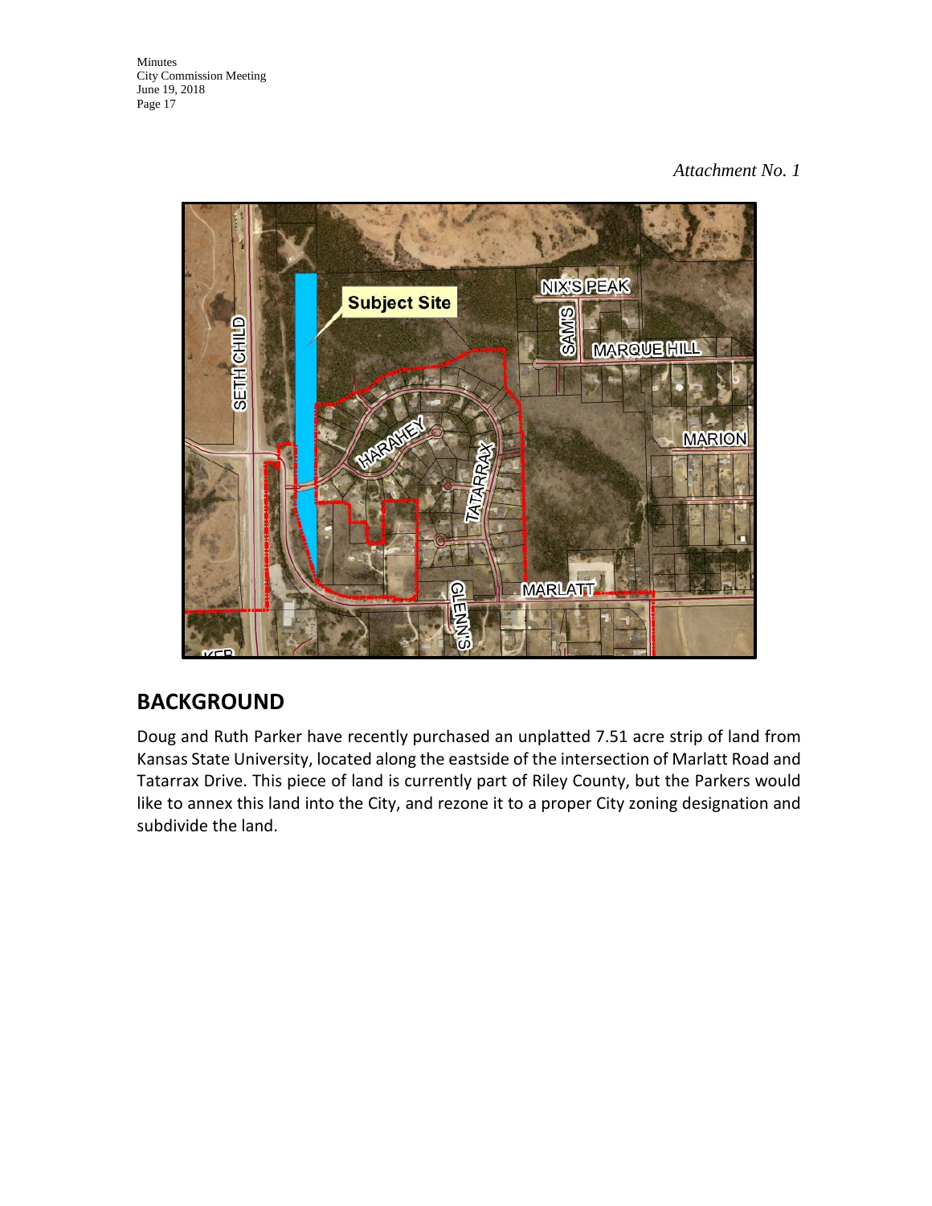*Attachment No. 1*

Subject Site

SETH CHILD

NIX'S PEAK

SAM'S

MARQUE HILL

MARION

HARAHEY

TATARRAX

GLENN'S

MARLATT

## BACKGROUND

Doug and Ruth Parker have recently purchased an unplatted 7.51 acre strip of land from Kansas State University, located along the eastside of the intersection of Marlatt Road and Tatarrax Drive. This piece of land is currently part of Riley County, but the Parkers would like to annex this land into the City, and rezone it to a proper City zoning designation and subdivide the land.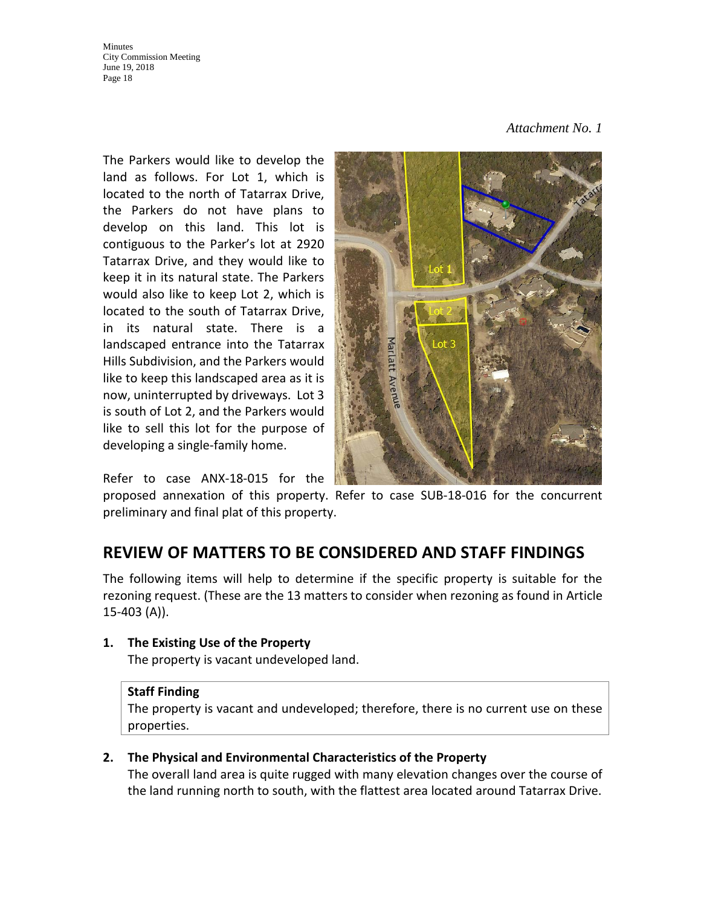*Attachment No. 1*

The Parkers would like to develop the land as follows. For Lot 1, which is located to the north of Tatarrax Drive, the Parkers do not have plans to develop on this land. This lot is contiguous to the Parker's lot at 2920 Tatarrax Drive, and they would like to keep it in its natural state. The Parkers would also like to keep Lot 2, which is located to the south of Tatarrax Drive, in its natural state. There is a landscaped entrance into the Tatarrax Hills Subdivision, and the Parkers would like to keep this landscaped area as it is now, uninterrupted by driveways. Lot 3 is south of Lot 2, and the Parkers would like to sell this lot for the purpose of developing a single-family home.

Refer to case ANX-18-015 for the proposed annexation of this property. Refer to case SUB-18-016 for the concurrent preliminary and final plat of this property.

## REVIEW OF MATTERS TO BE CONSIDERED AND STAFF FINDINGS

The following items will help to determine if the specific property is suitable for the rezoning request. (These are the 13 matters to consider when rezoning as found in Article 15-403 (A)).

1. **The Existing Use of the Property**
   The property is vacant undeveloped land.

   **Staff Finding**
   The property is vacant and undeveloped; therefore, there is no current use on these properties.

2. **The Physical and Environmental Characteristics of the Property**
   The overall land area is quite rugged with many elevation changes over the course of the land running north to south, with the flattest area located around Tatarrax Drive.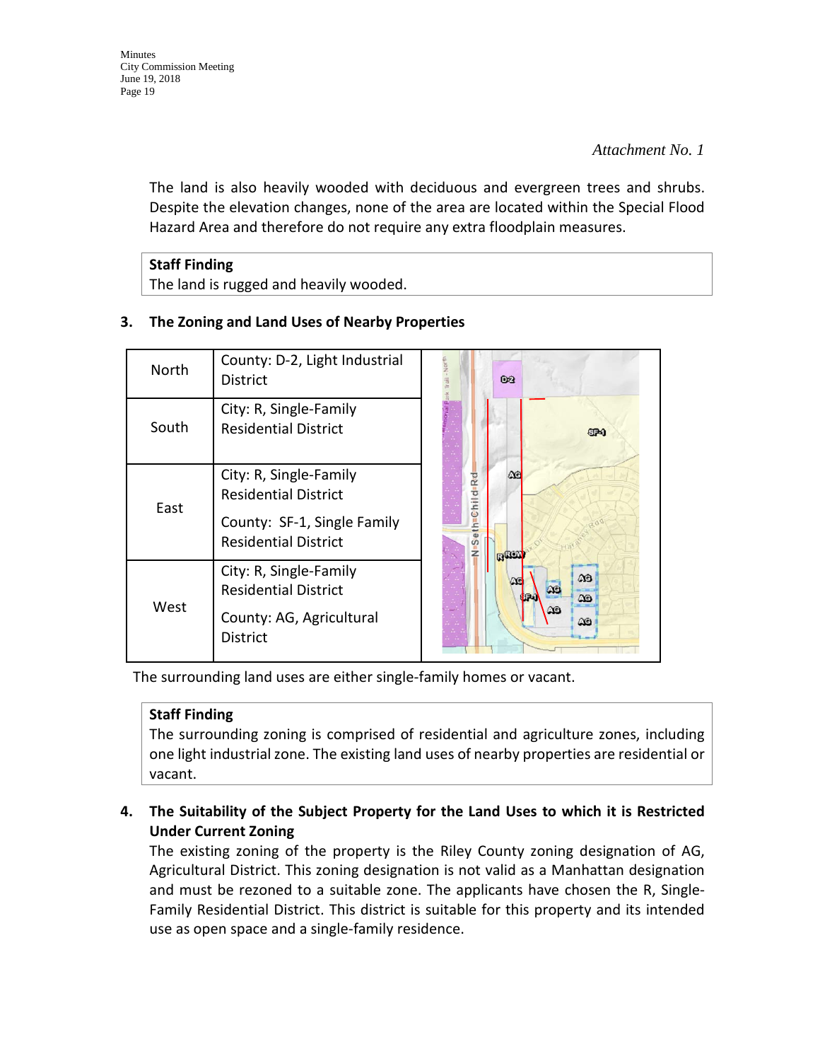*Attachment No. 1*

The land is also heavily wooded with deciduous and evergreen trees and shrubs. Despite the elevation changes, none of the area are located within the Special Flood Hazard Area and therefore do not require any extra floodplain measures.

> **Staff Finding**
> The land is rugged and heavily wooded.

### 3. The Zoning and Land Uses of Nearby Properties

| | |
|---|---|
| North | County: D-2, Light Industrial District |
| South | City: R, Single-Family Residential District |
| East | City: R, Single-Family Residential District<br><br>County: SF-1, Single Family Residential District |
| West | City: R, Single-Family Residential District<br><br>County: AG, Agricultural District |

The surrounding land uses are either single-family homes or vacant.

> **Staff Finding**
> The surrounding zoning is comprised of residential and agriculture zones, including one light industrial zone. The existing land uses of nearby properties are residential or vacant.

### 4. The Suitability of the Subject Property for the Land Uses to which it is Restricted Under Current Zoning

The existing zoning of the property is the Riley County zoning designation of AG, Agricultural District. This zoning designation is not valid as a Manhattan designation and must be rezoned to a suitable zone. The applicants have chosen the R, Single-Family Residential District. This district is suitable for this property and its intended use as open space and a single-family residence.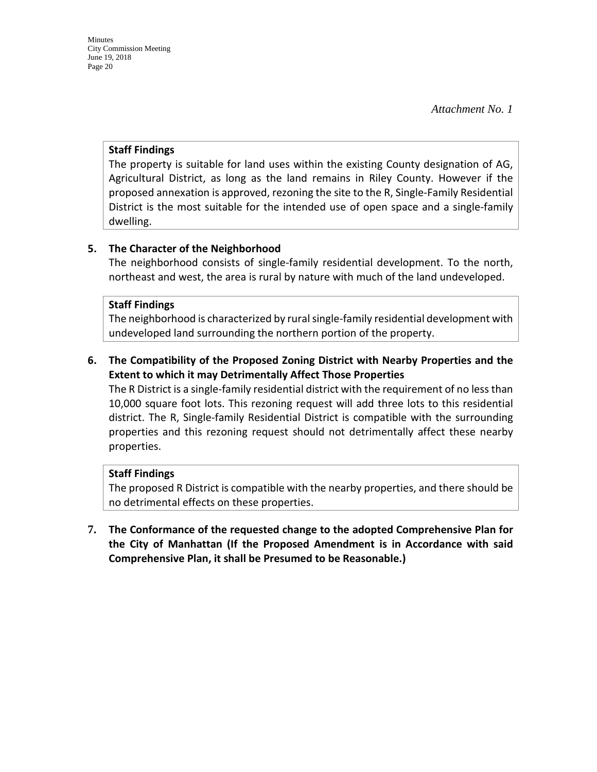*Attachment No. 1*

**Staff Findings**

The property is suitable for land uses within the existing County designation of AG, Agricultural District, as long as the land remains in Riley County. However if the proposed annexation is approved, rezoning the site to the R, Single-Family Residential District is the most suitable for the intended use of open space and a single-family dwelling.

**5. The Character of the Neighborhood**

The neighborhood consists of single-family residential development. To the north, northeast and west, the area is rural by nature with much of the land undeveloped.

**Staff Findings**

The neighborhood is characterized by rural single-family residential development with undeveloped land surrounding the northern portion of the property.

**6. The Compatibility of the Proposed Zoning District with Nearby Properties and the Extent to which it may Detrimentally Affect Those Properties**

The R District is a single-family residential district with the requirement of no less than 10,000 square foot lots. This rezoning request will add three lots to this residential district. The R, Single-family Residential District is compatible with the surrounding properties and this rezoning request should not detrimentally affect these nearby properties.

**Staff Findings**

The proposed R District is compatible with the nearby properties, and there should be no detrimental effects on these properties.

**7. The Conformance of the requested change to the adopted Comprehensive Plan for the City of Manhattan (If the Proposed Amendment is in Accordance with said Comprehensive Plan, it shall be Presumed to be Reasonable.)**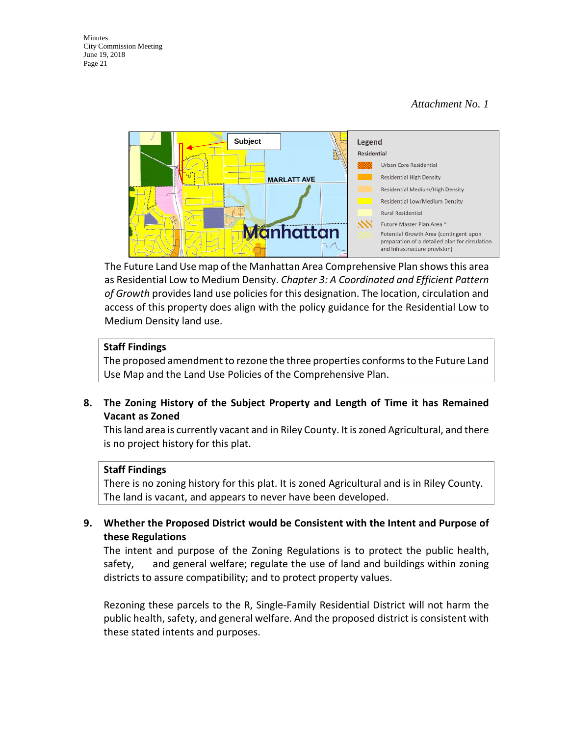*Attachment No. 1*

Subject

MARLATT AVE

Manhattan

Legend

Residential

Urban Core Residential

Residential High Density

Residential Medium/High Density

Residential Low/Medium Density

Rural Residential

Future Master Plan Area *

Potential Growth Area (contingent upon preparation of a detailed plan for circulation and infrastructure provision)

The Future Land Use map of the Manhattan Area Comprehensive Plan shows this area as Residential Low to Medium Density. *Chapter 3: A Coordinated and Efficient Pattern of Growth* provides land use policies for this designation. The location, circulation and access of this property does align with the policy guidance for the Residential Low to Medium Density land use.

**Staff Findings**

The proposed amendment to rezone the three properties conforms to the Future Land Use Map and the Land Use Policies of the Comprehensive Plan.

**8. The Zoning History of the Subject Property and Length of Time it has Remained Vacant as Zoned**

This land area is currently vacant and in Riley County. It is zoned Agricultural, and there is no project history for this plat.

**Staff Findings**

There is no zoning history for this plat. It is zoned Agricultural and is in Riley County. The land is vacant, and appears to never have been developed.

**9. Whether the Proposed District would be Consistent with the Intent and Purpose of these Regulations**

The intent and purpose of the Zoning Regulations is to protect the public health, safety, and general welfare; regulate the use of land and buildings within zoning districts to assure compatibility; and to protect property values.

Rezoning these parcels to the R, Single-Family Residential District will not harm the public health, safety, and general welfare. And the proposed district is consistent with these stated intents and purposes.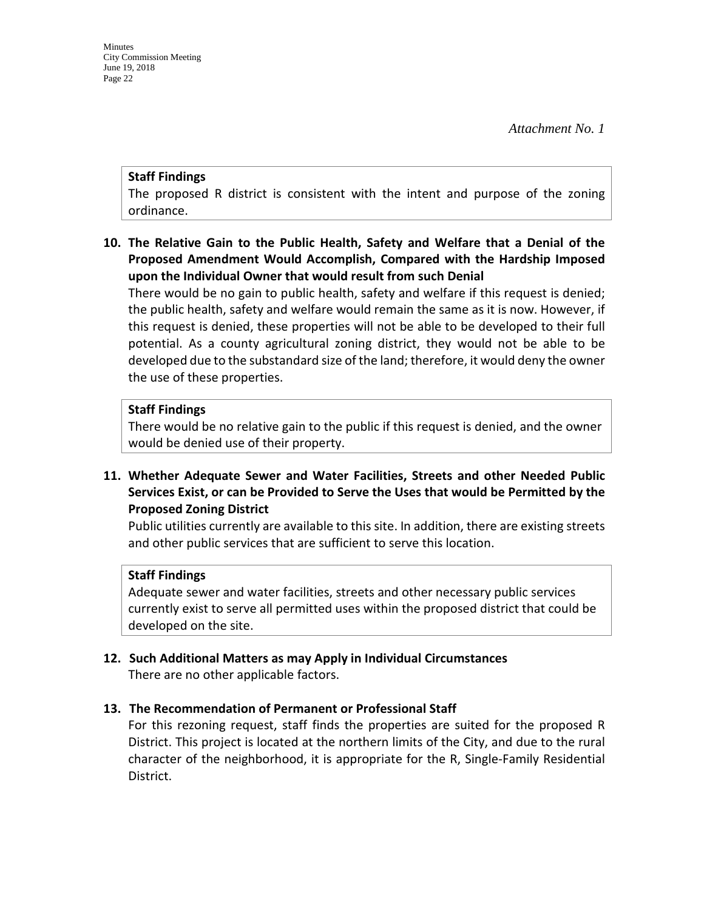*Attachment No. 1*

**Staff Findings**

The proposed R district is consistent with the intent and purpose of the zoning ordinance.

**10. The Relative Gain to the Public Health, Safety and Welfare that a Denial of the Proposed Amendment Would Accomplish, Compared with the Hardship Imposed upon the Individual Owner that would result from such Denial**

There would be no gain to public health, safety and welfare if this request is denied; the public health, safety and welfare would remain the same as it is now. However, if this request is denied, these properties will not be able to be developed to their full potential. As a county agricultural zoning district, they would not be able to be developed due to the substandard size of the land; therefore, it would deny the owner the use of these properties.

**Staff Findings**

There would be no relative gain to the public if this request is denied, and the owner would be denied use of their property.

**11. Whether Adequate Sewer and Water Facilities, Streets and other Needed Public Services Exist, or can be Provided to Serve the Uses that would be Permitted by the Proposed Zoning District**

Public utilities currently are available to this site. In addition, there are existing streets and other public services that are sufficient to serve this location.

**Staff Findings**

Adequate sewer and water facilities, streets and other necessary public services currently exist to serve all permitted uses within the proposed district that could be developed on the site.

**12. Such Additional Matters as may Apply in Individual Circumstances**

There are no other applicable factors.

**13. The Recommendation of Permanent or Professional Staff**

For this rezoning request, staff finds the properties are suited for the proposed R District. This project is located at the northern limits of the City, and due to the rural character of the neighborhood, it is appropriate for the R, Single-Family Residential District.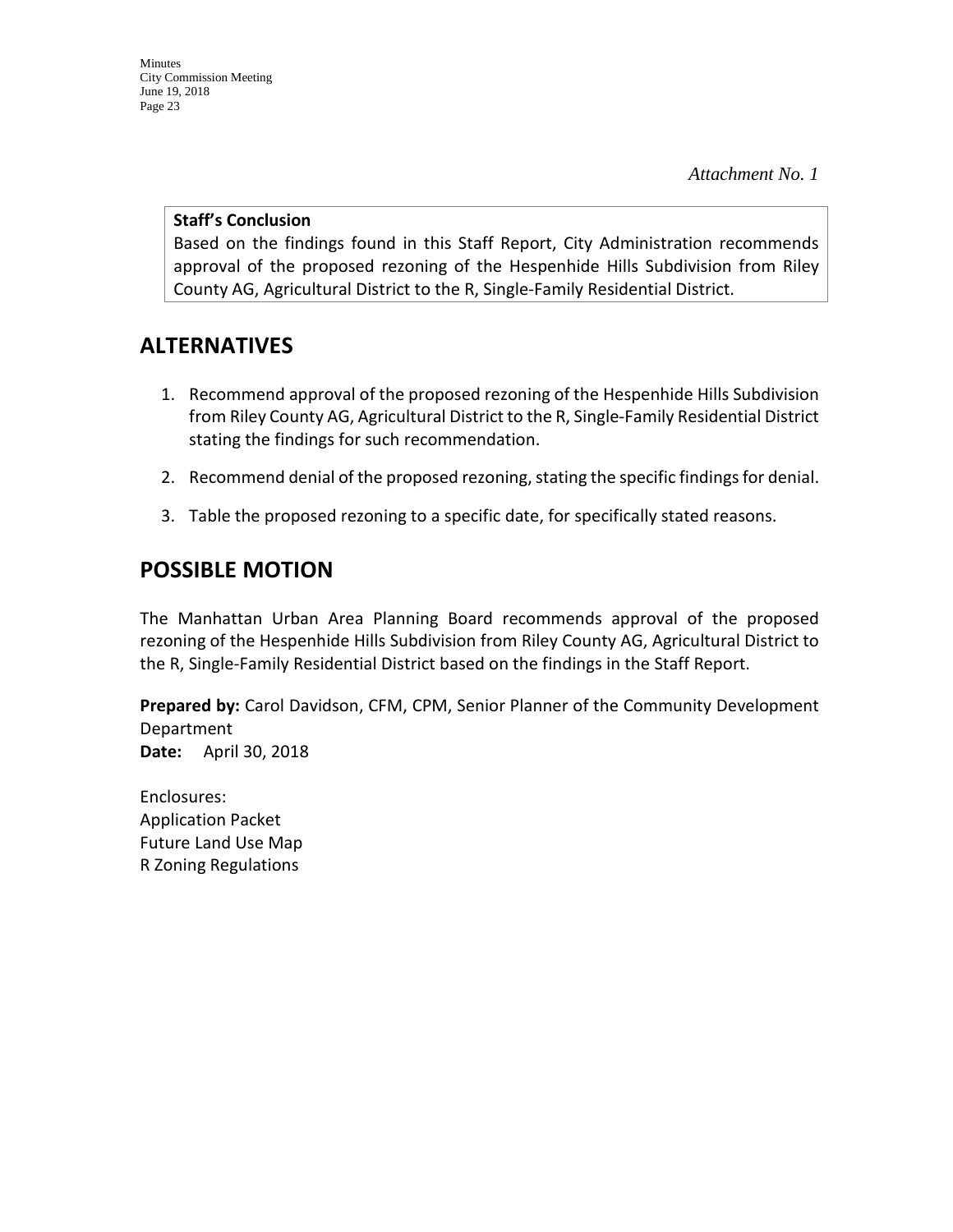*Attachment No. 1*

**Staff's Conclusion**
Based on the findings found in this Staff Report, City Administration recommends approval of the proposed rezoning of the Hespenhide Hills Subdivision from Riley County AG, Agricultural District to the R, Single-Family Residential District.

## ALTERNATIVES

1. Recommend approval of the proposed rezoning of the Hespenhide Hills Subdivision from Riley County AG, Agricultural District to the R, Single-Family Residential District stating the findings for such recommendation.
2. Recommend denial of the proposed rezoning, stating the specific findings for denial.
3. Table the proposed rezoning to a specific date, for specifically stated reasons.

## POSSIBLE MOTION

The Manhattan Urban Area Planning Board recommends approval of the proposed rezoning of the Hespenhide Hills Subdivision from Riley County AG, Agricultural District to the R, Single-Family Residential District based on the findings in the Staff Report.

**Prepared by:** Carol Davidson, CFM, CPM, Senior Planner of the Community Development Department
**Date:** April 30, 2018

Enclosures:
Application Packet
Future Land Use Map
R Zoning Regulations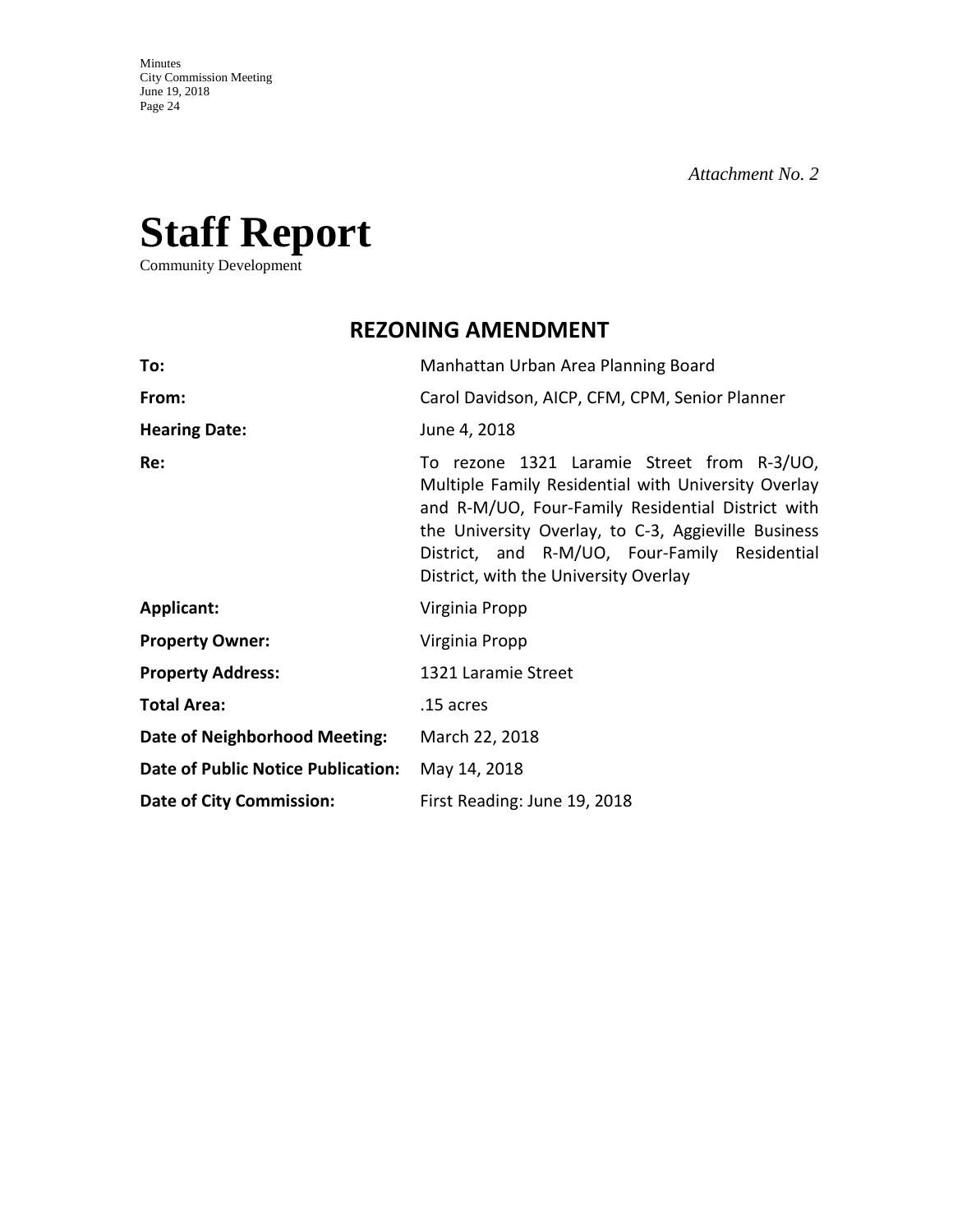*Attachment No. 2*

# Staff Report

Community Development

## REZONING AMENDMENT

| | |
|---|---|
| **To:** | Manhattan Urban Area Planning Board |
| **From:** | Carol Davidson, AICP, CFM, CPM, Senior Planner |
| **Hearing Date:** | June 4, 2018 |
| **Re:** | To rezone 1321 Laramie Street from R-3/UO, Multiple Family Residential with University Overlay and R-M/UO, Four-Family Residential District with the University Overlay, to C-3, Aggieville Business District, and R-M/UO, Four-Family Residential District, with the University Overlay |
| **Applicant:** | Virginia Propp |
| **Property Owner:** | Virginia Propp |
| **Property Address:** | 1321 Laramie Street |
| **Total Area:** | .15 acres |
| **Date of Neighborhood Meeting:** | March 22, 2018 |
| **Date of Public Notice Publication:** | May 14, 2018 |
| **Date of City Commission:** | First Reading: June 19, 2018 |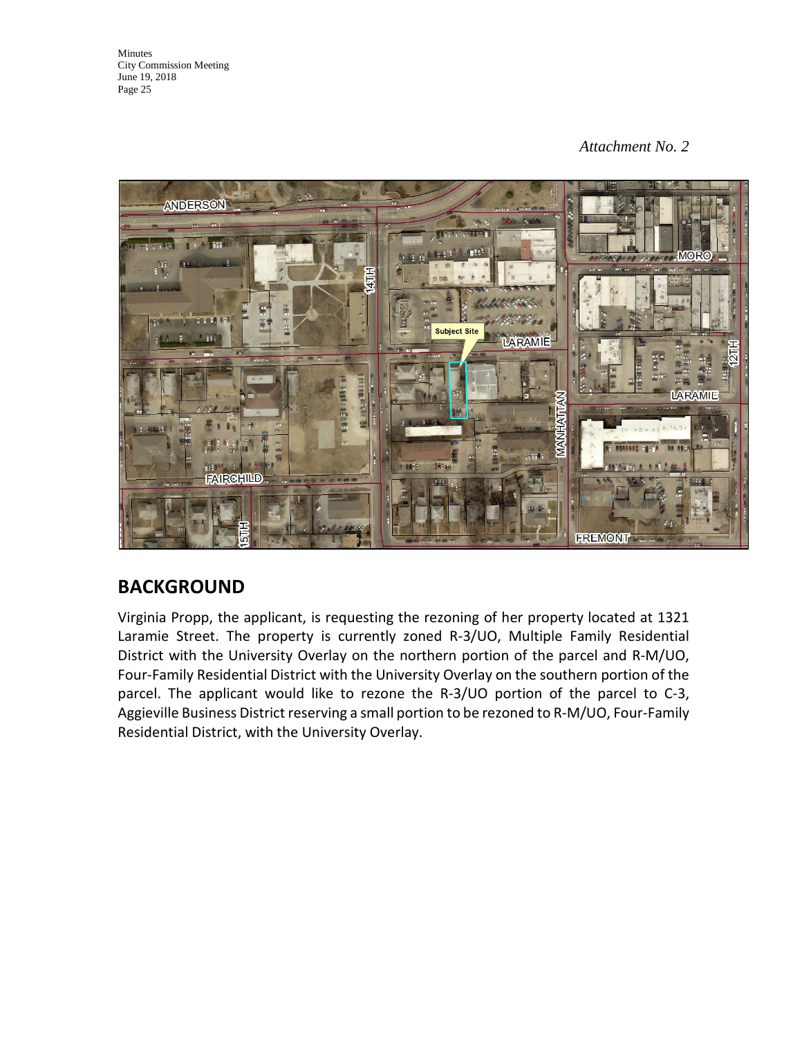*Attachment No. 2*

ANDERSON

14TH

MORO

Subject Site

LARAMIE

12TH

LARAMIE

MANHATTAN

FAIRCHILD

15TH

FREMONT

## BACKGROUND

Virginia Propp, the applicant, is requesting the rezoning of her property located at 1321 Laramie Street. The property is currently zoned R-3/UO, Multiple Family Residential District with the University Overlay on the northern portion of the parcel and R-M/UO, Four-Family Residential District with the University Overlay on the southern portion of the parcel. The applicant would like to rezone the R-3/UO portion of the parcel to C-3, Aggieville Business District reserving a small portion to be rezoned to R-M/UO, Four-Family Residential District, with the University Overlay.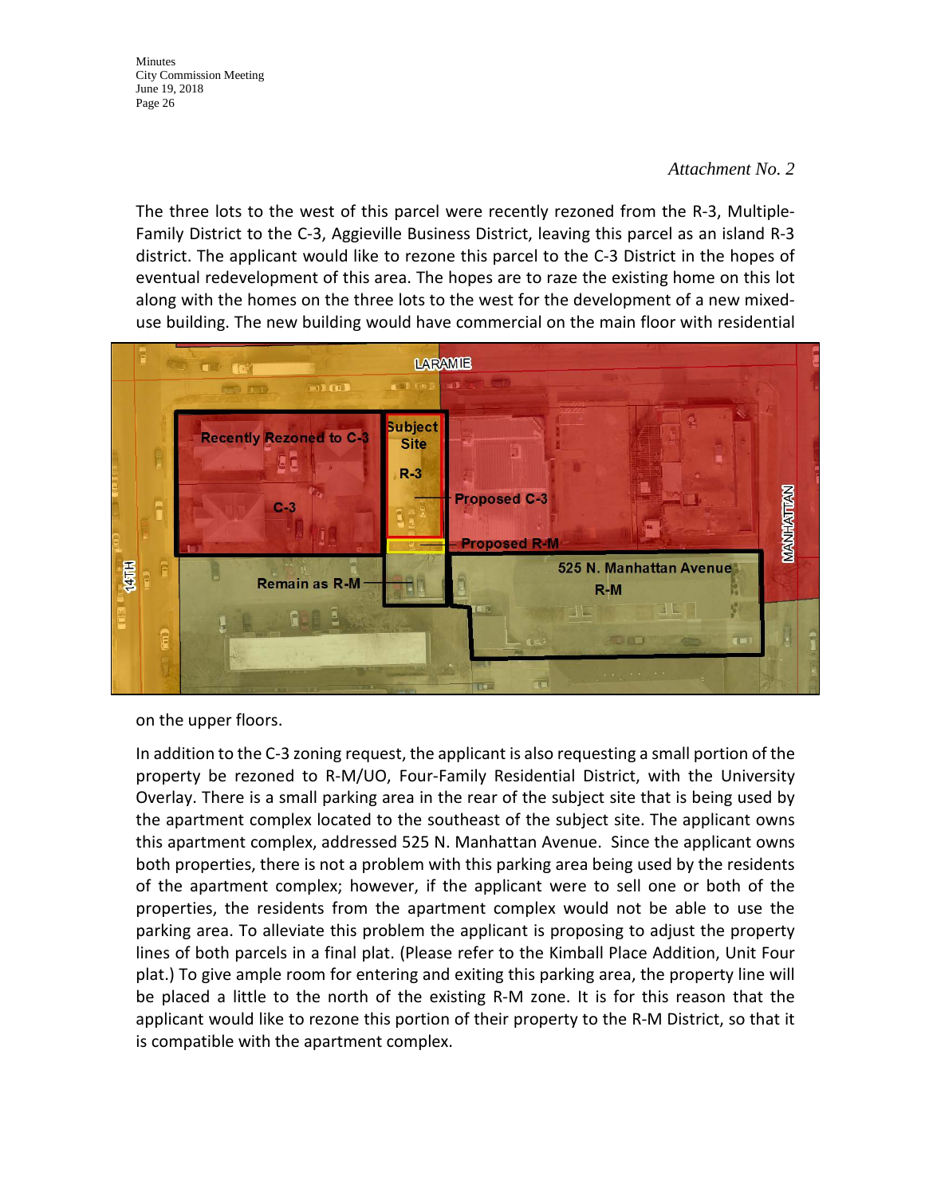*Attachment No. 2*

The three lots to the west of this parcel were recently rezoned from the R-3, Multiple-Family District to the C-3, Aggieville Business District, leaving this parcel as an island R-3 district. The applicant would like to rezone this parcel to the C-3 District in the hopes of eventual redevelopment of this area. The hopes are to raze the existing home on this lot along with the homes on the three lots to the west for the development of a new mixed-use building. The new building would have commercial on the main floor with residential on the upper floors.

LARAMIE
Recently Rezoned to C-3
C-3
Subject Site
R-3
Proposed C-3
Proposed R-M
Remain as R-M
525 N. Manhattan Avenue
R-M
14TH
MANHATTAN

In addition to the C-3 zoning request, the applicant is also requesting a small portion of the property be rezoned to R-M/UO, Four-Family Residential District, with the University Overlay. There is a small parking area in the rear of the subject site that is being used by the apartment complex located to the southeast of the subject site. The applicant owns this apartment complex, addressed 525 N. Manhattan Avenue. Since the applicant owns both properties, there is not a problem with this parking area being used by the residents of the apartment complex; however, if the applicant were to sell one or both of the properties, the residents from the apartment complex would not be able to use the parking area. To alleviate this problem the applicant is proposing to adjust the property lines of both parcels in a final plat. (Please refer to the Kimball Place Addition, Unit Four plat.) To give ample room for entering and exiting this parking area, the property line will be placed a little to the north of the existing R-M zone. It is for this reason that the applicant would like to rezone this portion of their property to the R-M District, so that it is compatible with the apartment complex.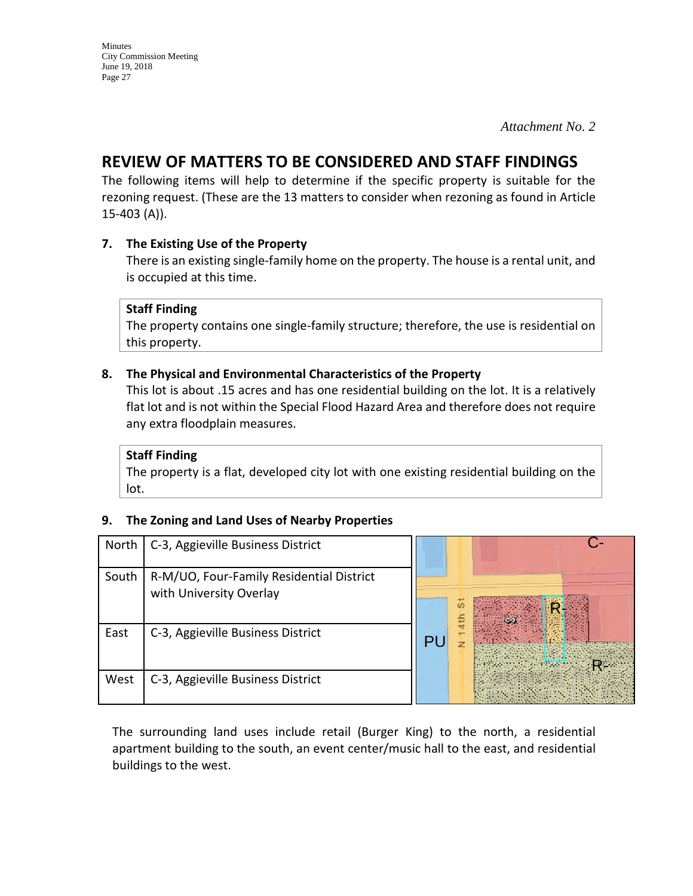*Attachment No. 2*

## REVIEW OF MATTERS TO BE CONSIDERED AND STAFF FINDINGS

The following items will help to determine if the specific property is suitable for the rezoning request. (These are the 13 matters to consider when rezoning as found in Article 15-403 (A)).

**7. The Existing Use of the Property**

There is an existing single-family home on the property. The house is a rental unit, and is occupied at this time.

> **Staff Finding**
> The property contains one single-family structure; therefore, the use is residential on this property.

**8. The Physical and Environmental Characteristics of the Property**

This lot is about .15 acres and has one residential building on the lot. It is a relatively flat lot and is not within the Special Flood Hazard Area and therefore does not require any extra floodplain measures.

> **Staff Finding**
> The property is a flat, developed city lot with one existing residential building on the lot.

**9. The Zoning and Land Uses of Nearby Properties**

| | |
|---|---|
| North | C-3, Aggieville Business District |
| South | R-M/UO, Four-Family Residential District with University Overlay |
| East | C-3, Aggieville Business District |
| West | C-3, Aggieville Business District |

The surrounding land uses include retail (Burger King) to the north, a residential apartment building to the south, an event center/music hall to the east, and residential buildings to the west.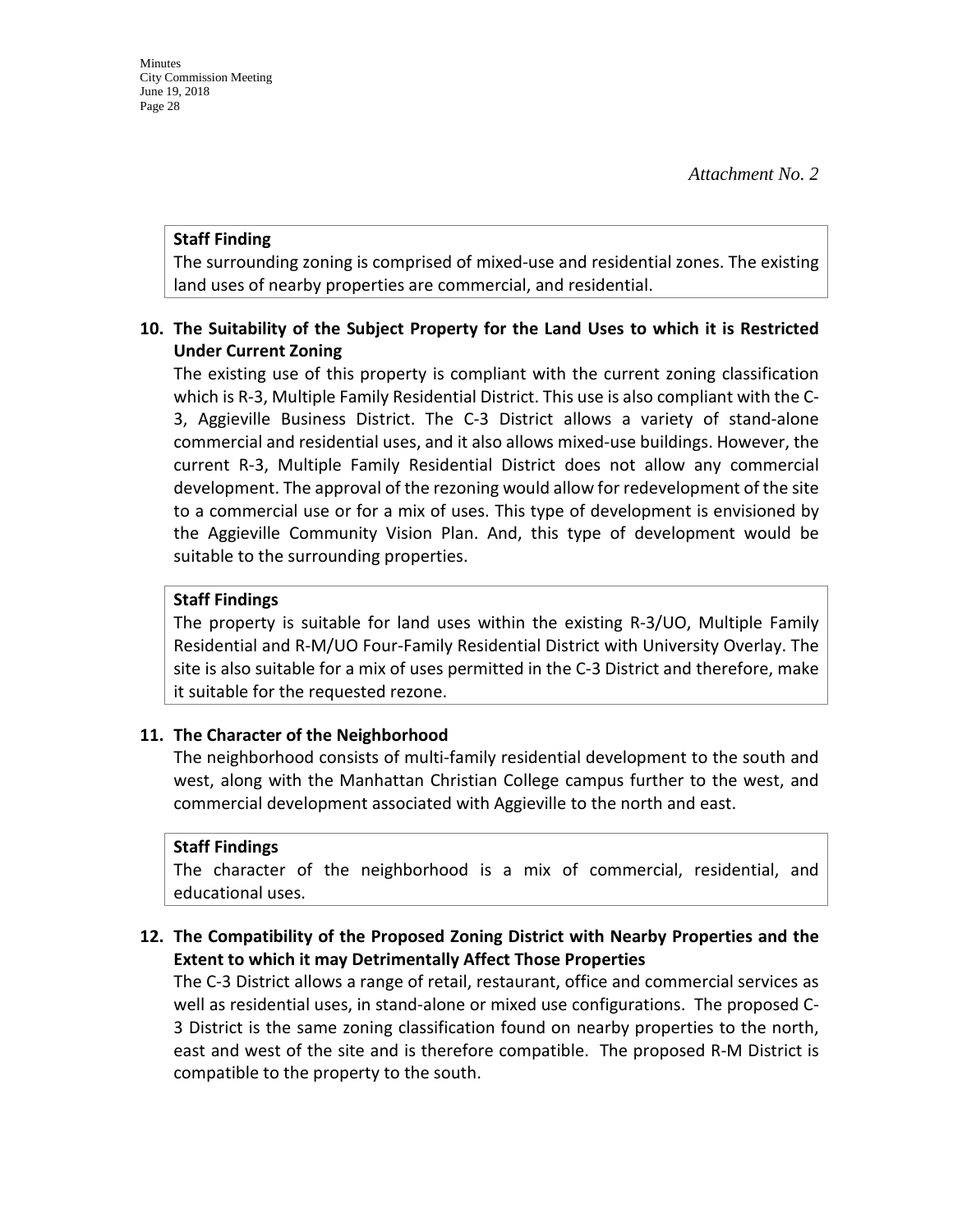*Attachment No. 2*

**Staff Finding**

The surrounding zoning is comprised of mixed-use and residential zones. The existing land uses of nearby properties are commercial, and residential.

**10. The Suitability of the Subject Property for the Land Uses to which it is Restricted Under Current Zoning**

The existing use of this property is compliant with the current zoning classification which is R-3, Multiple Family Residential District. This use is also compliant with the C-3, Aggieville Business District. The C-3 District allows a variety of stand-alone commercial and residential uses, and it also allows mixed-use buildings. However, the current R-3, Multiple Family Residential District does not allow any commercial development. The approval of the rezoning would allow for redevelopment of the site to a commercial use or for a mix of uses. This type of development is envisioned by the Aggieville Community Vision Plan. And, this type of development would be suitable to the surrounding properties.

**Staff Findings**

The property is suitable for land uses within the existing R-3/UO, Multiple Family Residential and R-M/UO Four-Family Residential District with University Overlay. The site is also suitable for a mix of uses permitted in the C-3 District and therefore, make it suitable for the requested rezone.

**11. The Character of the Neighborhood**

The neighborhood consists of multi-family residential development to the south and west, along with the Manhattan Christian College campus further to the west, and commercial development associated with Aggieville to the north and east.

**Staff Findings**

The character of the neighborhood is a mix of commercial, residential, and educational uses.

**12. The Compatibility of the Proposed Zoning District with Nearby Properties and the Extent to which it may Detrimentally Affect Those Properties**

The C-3 District allows a range of retail, restaurant, office and commercial services as well as residential uses, in stand-alone or mixed use configurations. The proposed C-3 District is the same zoning classification found on nearby properties to the north, east and west of the site and is therefore compatible. The proposed R-M District is compatible to the property to the south.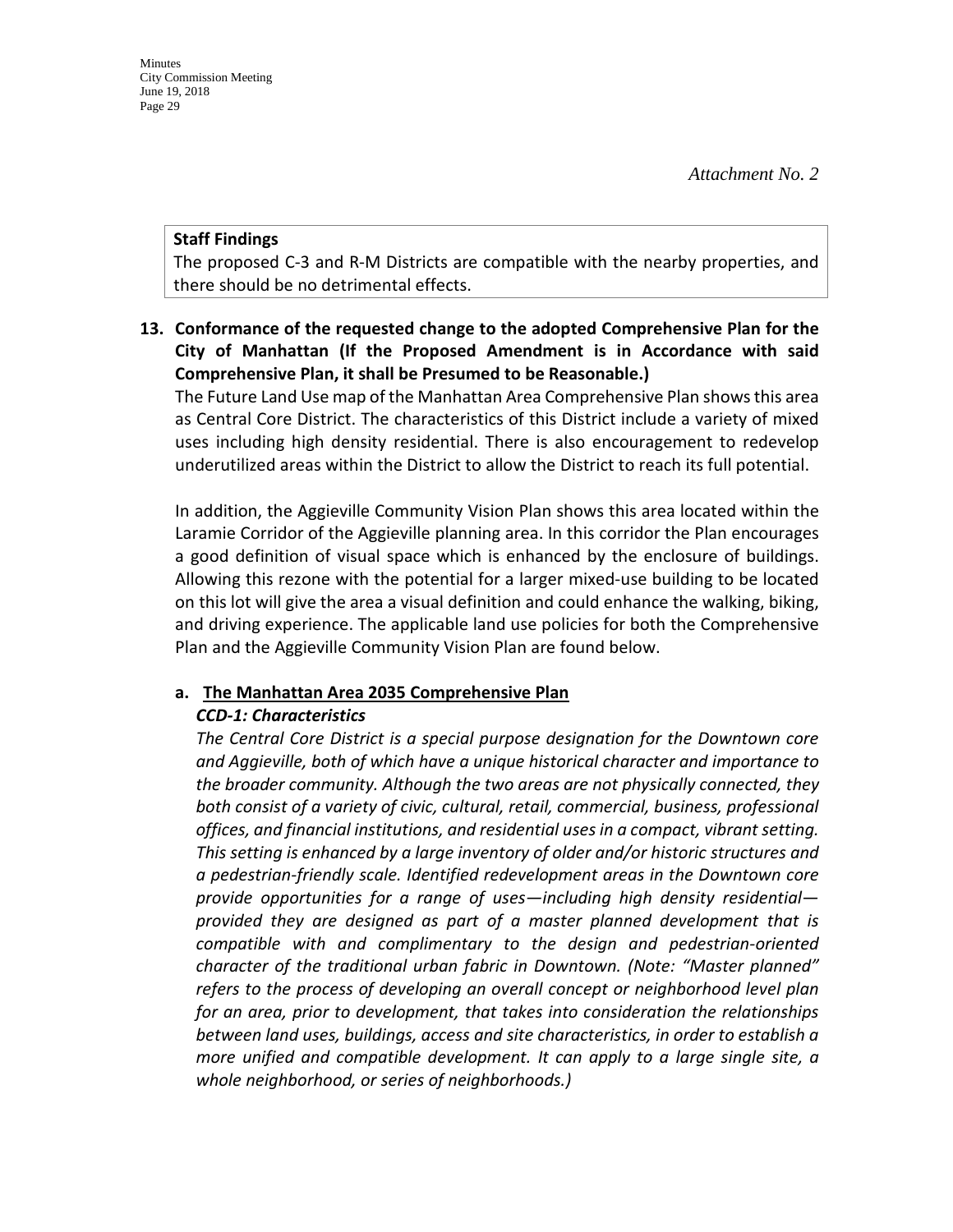*Attachment No. 2*

**Staff Findings**
The proposed C-3 and R-M Districts are compatible with the nearby properties, and there should be no detrimental effects.

**13. Conformance of the requested change to the adopted Comprehensive Plan for the City of Manhattan (If the Proposed Amendment is in Accordance with said Comprehensive Plan, it shall be Presumed to be Reasonable.)**

The Future Land Use map of the Manhattan Area Comprehensive Plan shows this area as Central Core District. The characteristics of this District include a variety of mixed uses including high density residential. There is also encouragement to redevelop underutilized areas within the District to allow the District to reach its full potential.

In addition, the Aggieville Community Vision Plan shows this area located within the Laramie Corridor of the Aggieville planning area. In this corridor the Plan encourages a good definition of visual space which is enhanced by the enclosure of buildings. Allowing this rezone with the potential for a larger mixed-use building to be located on this lot will give the area a visual definition and could enhance the walking, biking, and driving experience. The applicable land use policies for both the Comprehensive Plan and the Aggieville Community Vision Plan are found below.

**a. <u>The Manhattan Area 2035 Comprehensive Plan</u>**

***CCD-1: Characteristics***

*The Central Core District is a special purpose designation for the Downtown core and Aggieville, both of which have a unique historical character and importance to the broader community. Although the two areas are not physically connected, they both consist of a variety of civic, cultural, retail, commercial, business, professional offices, and financial institutions, and residential uses in a compact, vibrant setting. This setting is enhanced by a large inventory of older and/or historic structures and a pedestrian-friendly scale. Identified redevelopment areas in the Downtown core provide opportunities for a range of uses—including high density residential—provided they are designed as part of a master planned development that is compatible with and complimentary to the design and pedestrian-oriented character of the traditional urban fabric in Downtown. (Note: "Master planned" refers to the process of developing an overall concept or neighborhood level plan for an area, prior to development, that takes into consideration the relationships between land uses, buildings, access and site characteristics, in order to establish a more unified and compatible development. It can apply to a large single site, a whole neighborhood, or series of neighborhoods.)*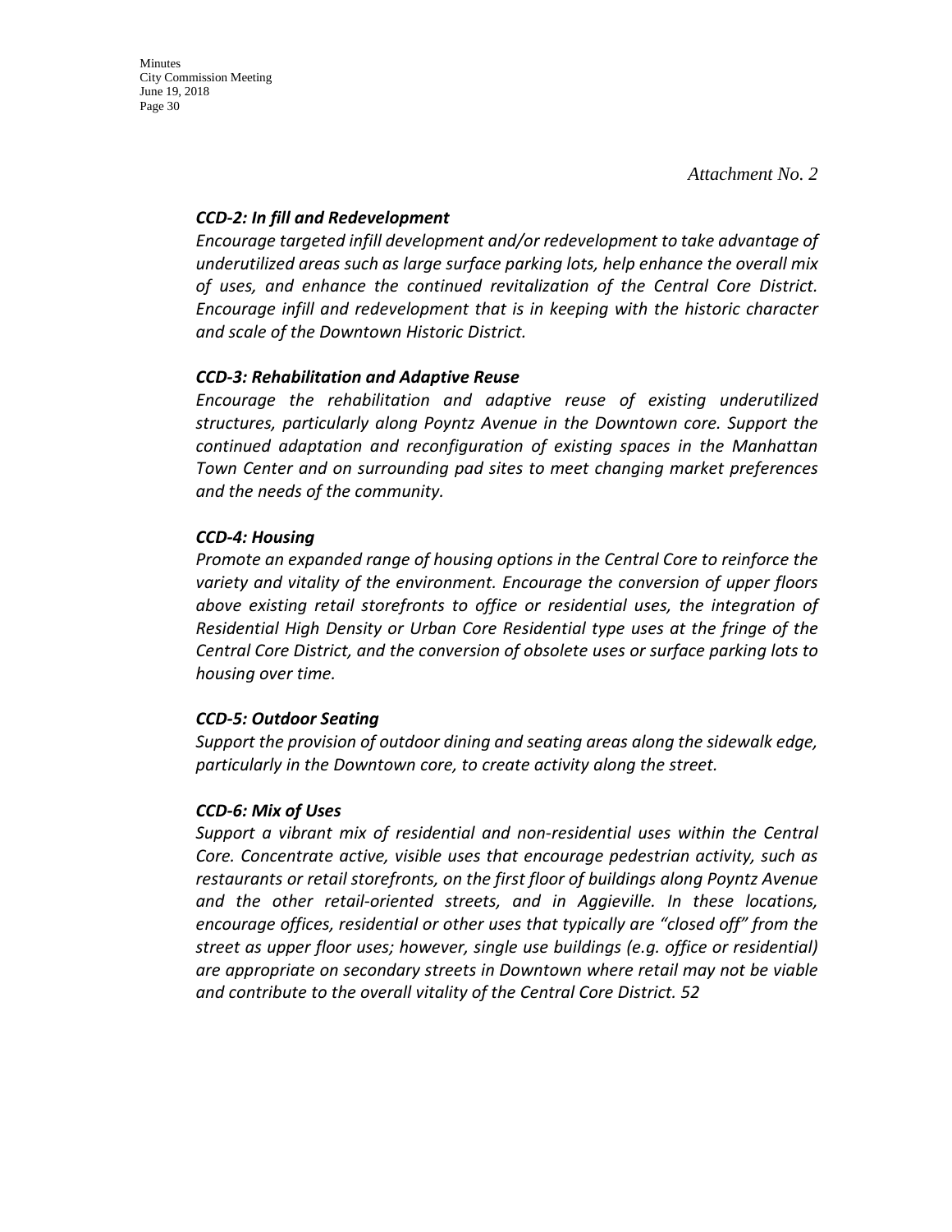*Attachment No. 2*

***CCD-2: In fill and Redevelopment***

*Encourage targeted infill development and/or redevelopment to take advantage of underutilized areas such as large surface parking lots, help enhance the overall mix of uses, and enhance the continued revitalization of the Central Core District. Encourage infill and redevelopment that is in keeping with the historic character and scale of the Downtown Historic District.*

***CCD-3: Rehabilitation and Adaptive Reuse***

*Encourage the rehabilitation and adaptive reuse of existing underutilized structures, particularly along Poyntz Avenue in the Downtown core. Support the continued adaptation and reconfiguration of existing spaces in the Manhattan Town Center and on surrounding pad sites to meet changing market preferences and the needs of the community.*

***CCD-4: Housing***

*Promote an expanded range of housing options in the Central Core to reinforce the variety and vitality of the environment. Encourage the conversion of upper floors above existing retail storefronts to office or residential uses, the integration of Residential High Density or Urban Core Residential type uses at the fringe of the Central Core District, and the conversion of obsolete uses or surface parking lots to housing over time.*

***CCD-5: Outdoor Seating***

*Support the provision of outdoor dining and seating areas along the sidewalk edge, particularly in the Downtown core, to create activity along the street.*

***CCD-6: Mix of Uses***

*Support a vibrant mix of residential and non-residential uses within the Central Core. Concentrate active, visible uses that encourage pedestrian activity, such as restaurants or retail storefronts, on the first floor of buildings along Poyntz Avenue and the other retail-oriented streets, and in Aggieville. In these locations, encourage offices, residential or other uses that typically are "closed off" from the street as upper floor uses; however, single use buildings (e.g. office or residential) are appropriate on secondary streets in Downtown where retail may not be viable and contribute to the overall vitality of the Central Core District. 52*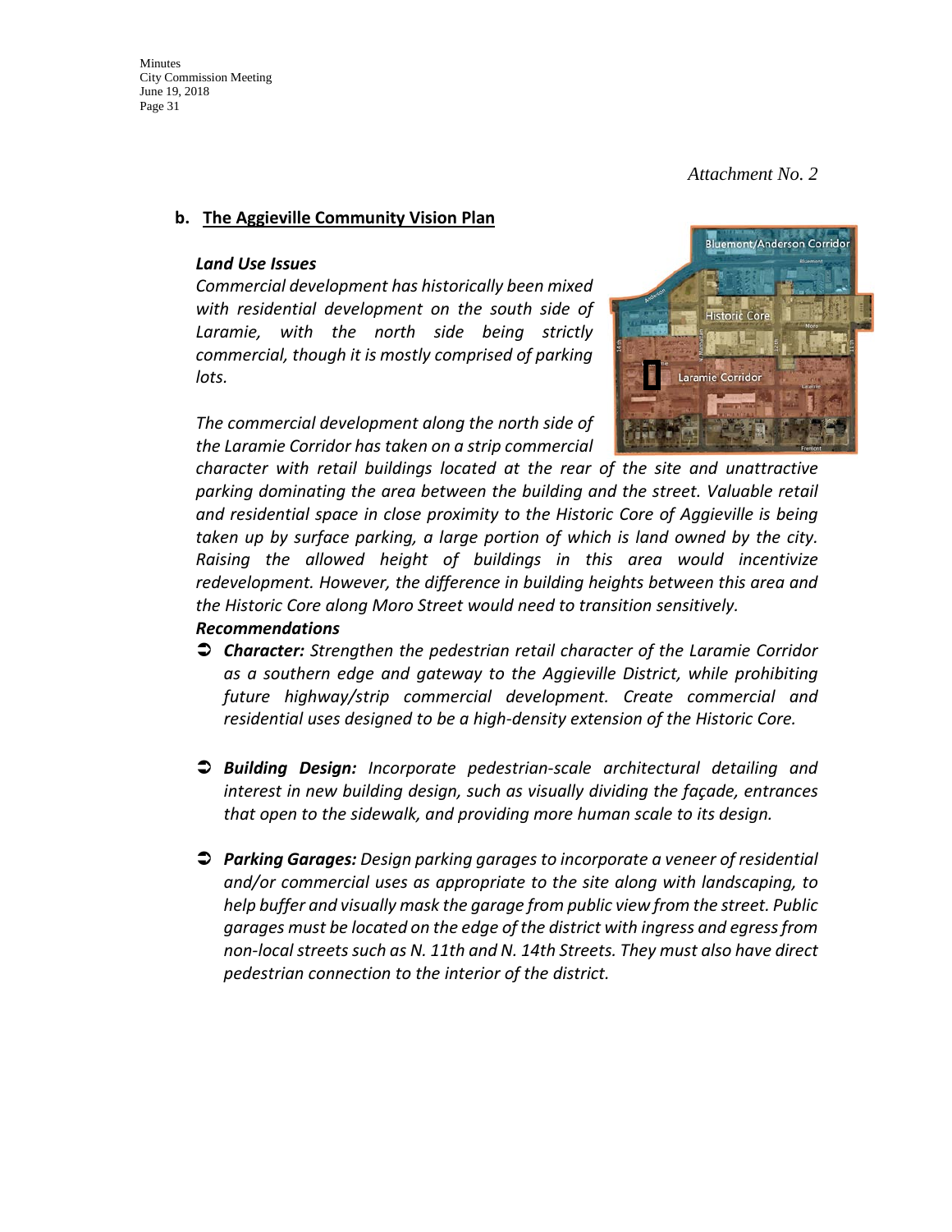*Attachment No. 2*

**b. The Aggieville Community Vision Plan**

***Land Use Issues***

*Commercial development has historically been mixed with residential development on the south side of Laramie, with the north side being strictly commercial, though it is mostly comprised of parking lots.*

*The commercial development along the north side of the Laramie Corridor has taken on a strip commercial character with retail buildings located at the rear of the site and unattractive parking dominating the area between the building and the street. Valuable retail and residential space in close proximity to the Historic Core of Aggieville is being taken up by surface parking, a large portion of which is land owned by the city. Raising the allowed height of buildings in this area would incentivize redevelopment. However, the difference in building heights between this area and the Historic Core along Moro Street would need to transition sensitively.*

***Recommendations***

- ***Character:*** *Strengthen the pedestrian retail character of the Laramie Corridor as a southern edge and gateway to the Aggieville District, while prohibiting future highway/strip commercial development. Create commercial and residential uses designed to be a high-density extension of the Historic Core.*

- ***Building Design:*** *Incorporate pedestrian-scale architectural detailing and interest in new building design, such as visually dividing the façade, entrances that open to the sidewalk, and providing more human scale to its design.*

- ***Parking Garages:*** *Design parking garages to incorporate a veneer of residential and/or commercial uses as appropriate to the site along with landscaping, to help buffer and visually mask the garage from public view from the street. Public garages must be located on the edge of the district with ingress and egress from non-local streets such as N. 11th and N. 14th Streets. They must also have direct pedestrian connection to the interior of the district.*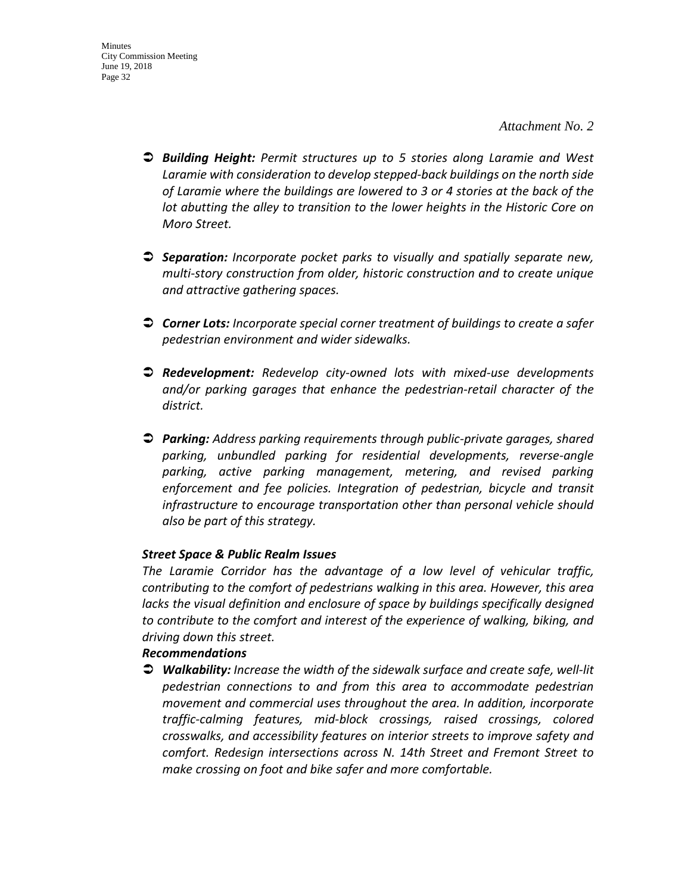*Attachment No. 2*

- ***Building Height:*** *Permit structures up to 5 stories along Laramie and West Laramie with consideration to develop stepped-back buildings on the north side of Laramie where the buildings are lowered to 3 or 4 stories at the back of the lot abutting the alley to transition to the lower heights in the Historic Core on Moro Street.*

- ***Separation:*** *Incorporate pocket parks to visually and spatially separate new, multi-story construction from older, historic construction and to create unique and attractive gathering spaces.*

- ***Corner Lots:*** *Incorporate special corner treatment of buildings to create a safer pedestrian environment and wider sidewalks.*

- ***Redevelopment:*** *Redevelop city-owned lots with mixed-use developments and/or parking garages that enhance the pedestrian-retail character of the district.*

- ***Parking:*** *Address parking requirements through public-private garages, shared parking, unbundled parking for residential developments, reverse-angle parking, active parking management, metering, and revised parking enforcement and fee policies. Integration of pedestrian, bicycle and transit infrastructure to encourage transportation other than personal vehicle should also be part of this strategy.*

***Street Space & Public Realm Issues***

*The Laramie Corridor has the advantage of a low level of vehicular traffic, contributing to the comfort of pedestrians walking in this area. However, this area lacks the visual definition and enclosure of space by buildings specifically designed to contribute to the comfort and interest of the experience of walking, biking, and driving down this street.*

***Recommendations***

- ***Walkability:*** *Increase the width of the sidewalk surface and create safe, well-lit pedestrian connections to and from this area to accommodate pedestrian movement and commercial uses throughout the area. In addition, incorporate traffic-calming features, mid-block crossings, raised crossings, colored crosswalks, and accessibility features on interior streets to improve safety and comfort. Redesign intersections across N. 14th Street and Fremont Street to make crossing on foot and bike safer and more comfortable.*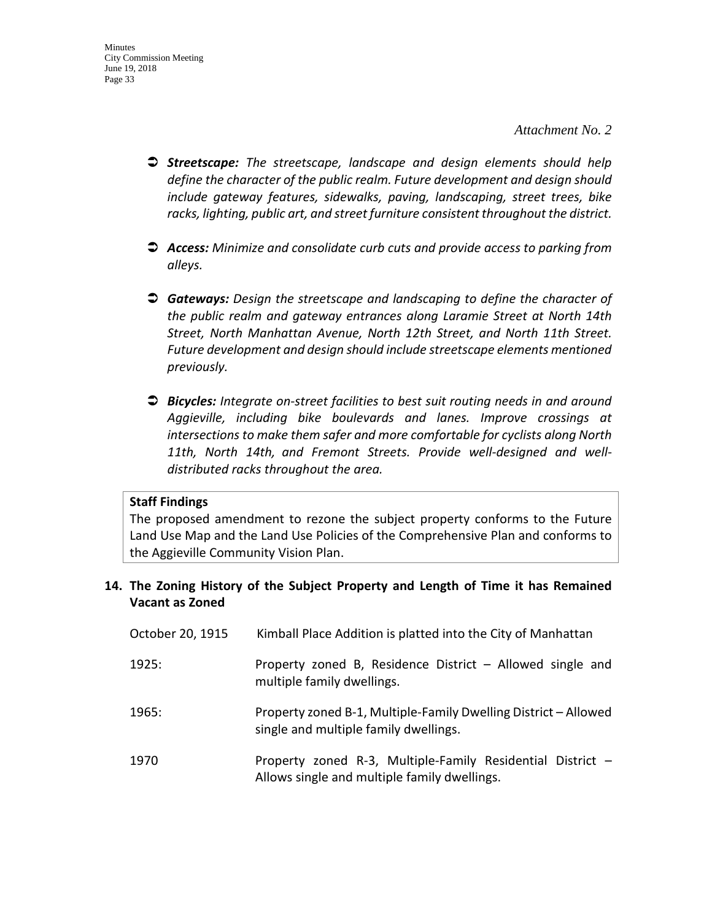*Attachment No. 2*

- ***Streetscape:*** *The streetscape, landscape and design elements should help define the character of the public realm. Future development and design should include gateway features, sidewalks, paving, landscaping, street trees, bike racks, lighting, public art, and street furniture consistent throughout the district.*

- ***Access:*** *Minimize and consolidate curb cuts and provide access to parking from alleys.*

- ***Gateways:*** *Design the streetscape and landscaping to define the character of the public realm and gateway entrances along Laramie Street at North 14th Street, North Manhattan Avenue, North 12th Street, and North 11th Street. Future development and design should include streetscape elements mentioned previously.*

- ***Bicycles:*** *Integrate on-street facilities to best suit routing needs in and around Aggieville, including bike boulevards and lanes. Improve crossings at intersections to make them safer and more comfortable for cyclists along North 11th, North 14th, and Fremont Streets. Provide well-designed and well-distributed racks throughout the area.*

**Staff Findings**

The proposed amendment to rezone the subject property conforms to the Future Land Use Map and the Land Use Policies of the Comprehensive Plan and conforms to the Aggieville Community Vision Plan.

**14. The Zoning History of the Subject Property and Length of Time it has Remained Vacant as Zoned**

| | |
|---|---|
| October 20, 1915 | Kimball Place Addition is platted into the City of Manhattan |
| 1925: | Property zoned B, Residence District – Allowed single and multiple family dwellings. |
| 1965: | Property zoned B-1, Multiple-Family Dwelling District – Allowed single and multiple family dwellings. |
| 1970 | Property zoned R-3, Multiple-Family Residential District – Allows single and multiple family dwellings. |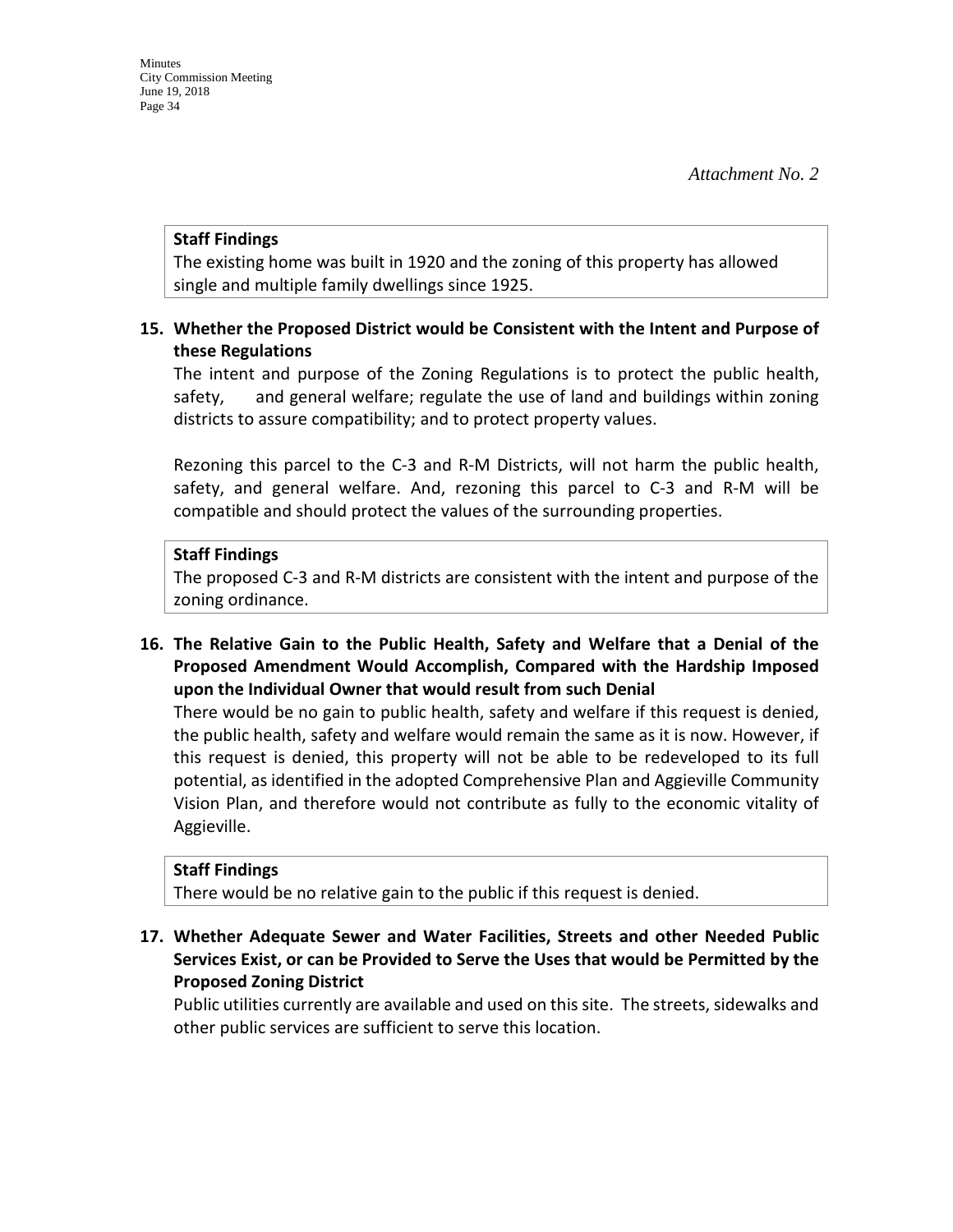*Attachment No. 2*

**Staff Findings**

The existing home was built in 1920 and the zoning of this property has allowed single and multiple family dwellings since 1925.

**15. Whether the Proposed District would be Consistent with the Intent and Purpose of these Regulations**

The intent and purpose of the Zoning Regulations is to protect the public health, safety, and general welfare; regulate the use of land and buildings within zoning districts to assure compatibility; and to protect property values.

Rezoning this parcel to the C-3 and R-M Districts, will not harm the public health, safety, and general welfare. And, rezoning this parcel to C-3 and R-M will be compatible and should protect the values of the surrounding properties.

**Staff Findings**

The proposed C-3 and R-M districts are consistent with the intent and purpose of the zoning ordinance.

**16. The Relative Gain to the Public Health, Safety and Welfare that a Denial of the Proposed Amendment Would Accomplish, Compared with the Hardship Imposed upon the Individual Owner that would result from such Denial**

There would be no gain to public health, safety and welfare if this request is denied, the public health, safety and welfare would remain the same as it is now. However, if this request is denied, this property will not be able to be redeveloped to its full potential, as identified in the adopted Comprehensive Plan and Aggieville Community Vision Plan, and therefore would not contribute as fully to the economic vitality of Aggieville.

**Staff Findings**

There would be no relative gain to the public if this request is denied.

**17. Whether Adequate Sewer and Water Facilities, Streets and other Needed Public Services Exist, or can be Provided to Serve the Uses that would be Permitted by the Proposed Zoning District**

Public utilities currently are available and used on this site. The streets, sidewalks and other public services are sufficient to serve this location.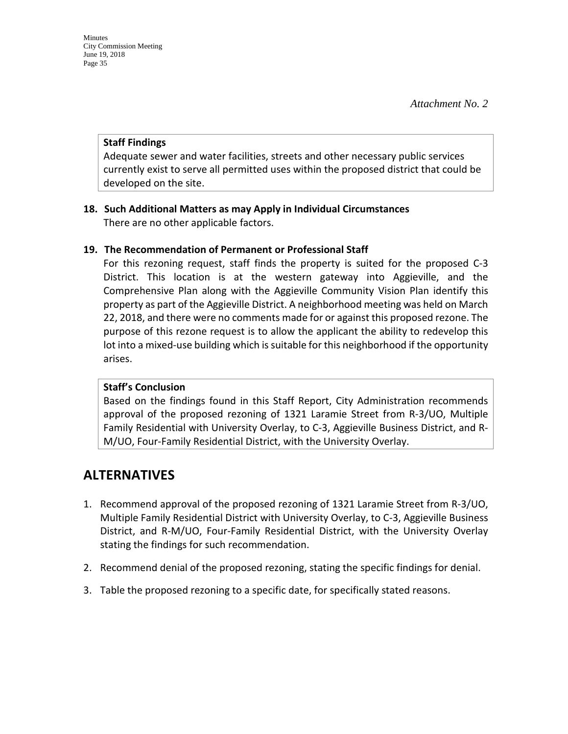*Attachment No. 2*

**Staff Findings**
Adequate sewer and water facilities, streets and other necessary public services currently exist to serve all permitted uses within the proposed district that could be developed on the site.

**18. Such Additional Matters as may Apply in Individual Circumstances**

There are no other applicable factors.

**19. The Recommendation of Permanent or Professional Staff**

For this rezoning request, staff finds the property is suited for the proposed C-3 District. This location is at the western gateway into Aggieville, and the Comprehensive Plan along with the Aggieville Community Vision Plan identify this property as part of the Aggieville District. A neighborhood meeting was held on March 22, 2018, and there were no comments made for or against this proposed rezone. The purpose of this rezone request is to allow the applicant the ability to redevelop this lot into a mixed-use building which is suitable for this neighborhood if the opportunity arises.

**Staff's Conclusion**
Based on the findings found in this Staff Report, City Administration recommends approval of the proposed rezoning of 1321 Laramie Street from R-3/UO, Multiple Family Residential with University Overlay, to C-3, Aggieville Business District, and R-M/UO, Four-Family Residential District, with the University Overlay.

## ALTERNATIVES

1. Recommend approval of the proposed rezoning of 1321 Laramie Street from R-3/UO, Multiple Family Residential District with University Overlay, to C-3, Aggieville Business District, and R-M/UO, Four-Family Residential District, with the University Overlay stating the findings for such recommendation.
2. Recommend denial of the proposed rezoning, stating the specific findings for denial.
3. Table the proposed rezoning to a specific date, for specifically stated reasons.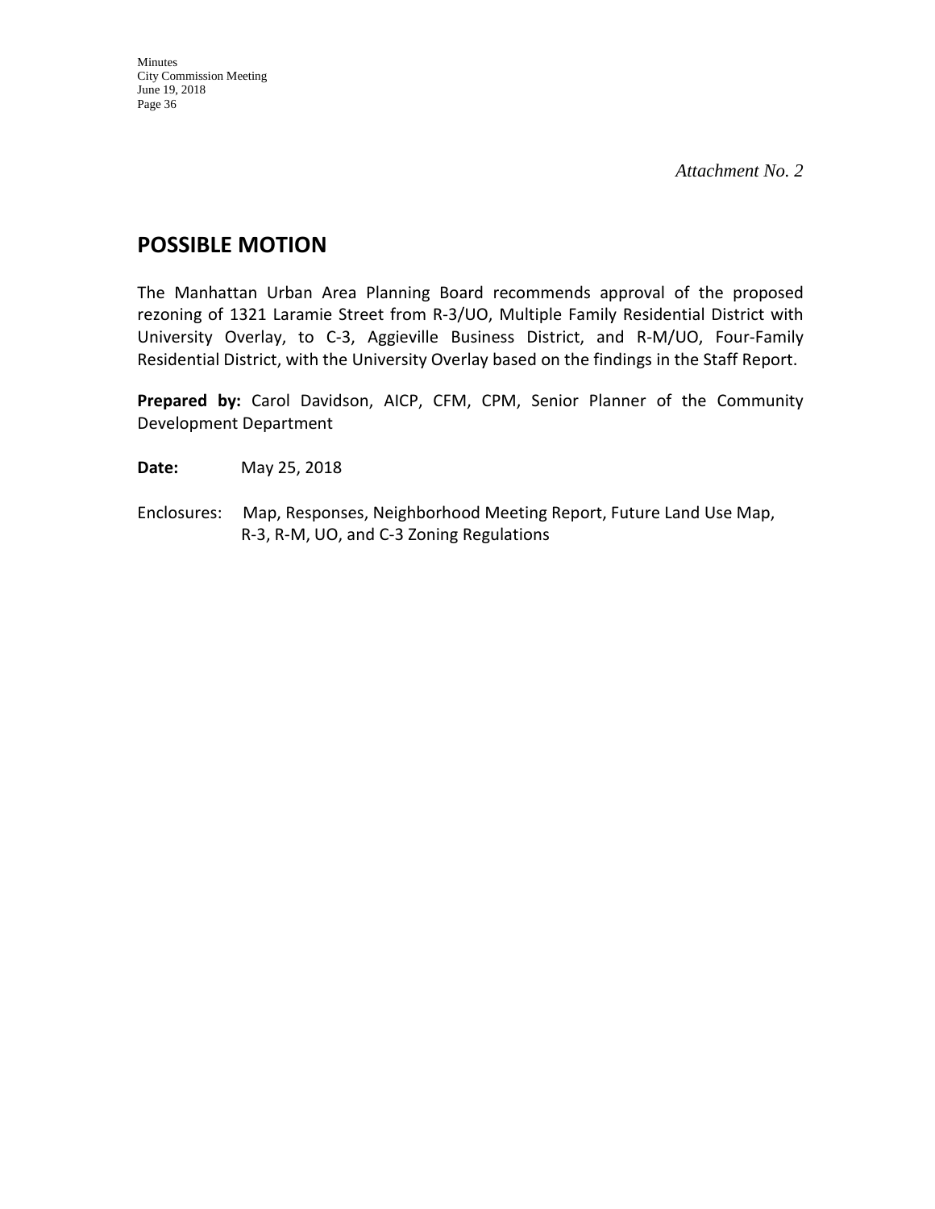*Attachment No. 2*

## POSSIBLE MOTION

The Manhattan Urban Area Planning Board recommends approval of the proposed rezoning of 1321 Laramie Street from R-3/UO, Multiple Family Residential District with University Overlay, to C-3, Aggieville Business District, and R-M/UO, Four-Family Residential District, with the University Overlay based on the findings in the Staff Report.

**Prepared by:** Carol Davidson, AICP, CFM, CPM, Senior Planner of the Community Development Department

**Date:** May 25, 2018

Enclosures: Map, Responses, Neighborhood Meeting Report, Future Land Use Map, R-3, R-M, UO, and C-3 Zoning Regulations